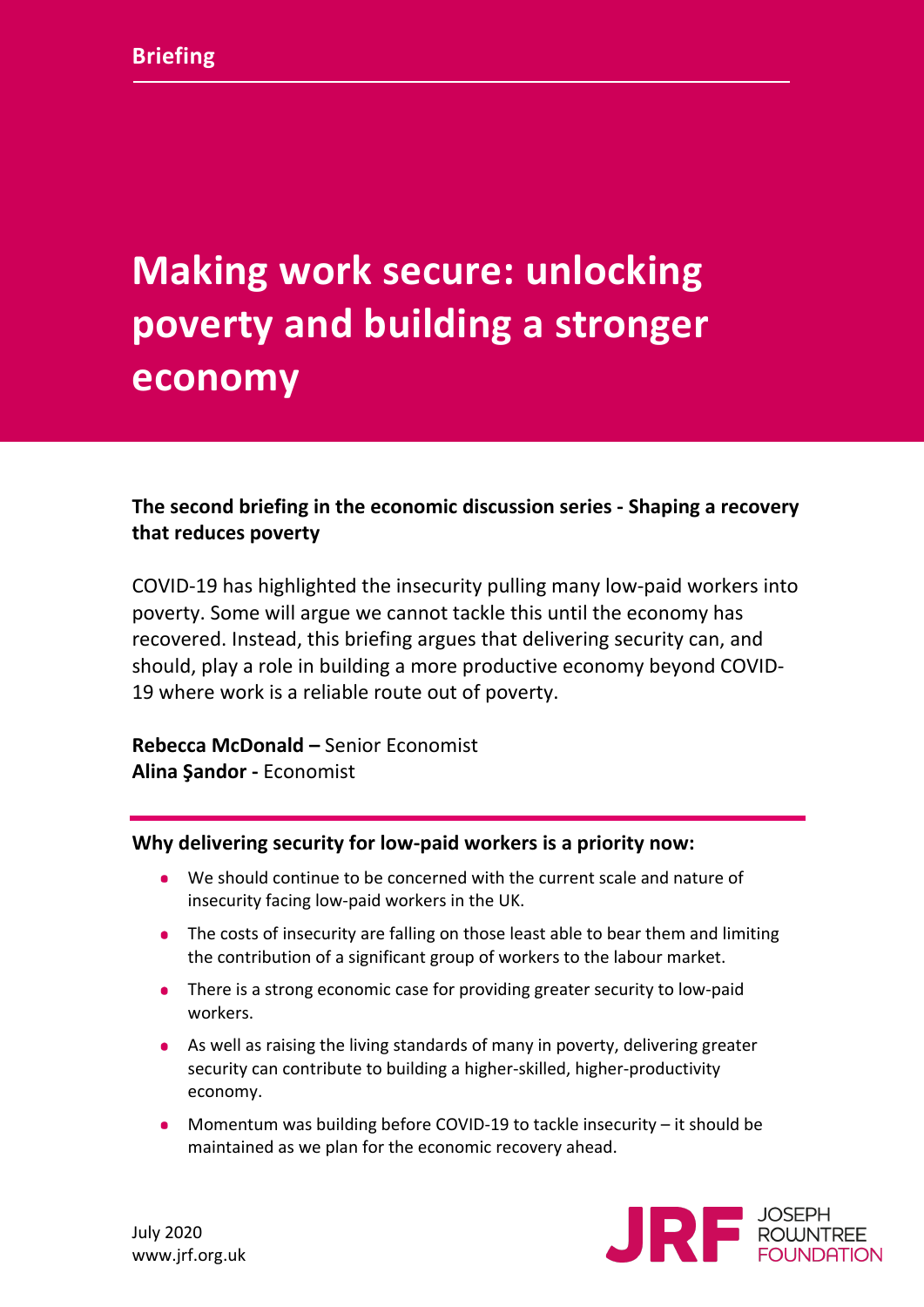Briefing

# Making work secure: unlocking poverty and building a stronger economy

**The second briefing in the economic discussion series - Shaping a recovery that reduces poverty**

COVID-19 has highlighted the insecurity pulling many low-paid workers into poverty. Some will argue we cannot tackle this until the economy has recovered. Instead, this briefing argues that delivering security can, and should, play a role in building a more productive economy beyond COVID-19 where work is a reliable route out of poverty.

**Rebecca McDonald –** Senior Economist
**Alina Şandor -** Economist

**Why delivering security for low-paid workers is a priority now:**

- We should continue to be concerned with the current scale and nature of insecurity facing low-paid workers in the UK.
- The costs of insecurity are falling on those least able to bear them and limiting the contribution of a significant group of workers to the labour market.
- There is a strong economic case for providing greater security to low-paid workers.
- As well as raising the living standards of many in poverty, delivering greater security can contribute to building a higher-skilled, higher-productivity economy.
- Momentum was building before COVID-19 to tackle insecurity – it should be maintained as we plan for the economic recovery ahead.

July 2020
www.jrf.org.uk

JRF JOSEPH ROWNTREE FOUNDATION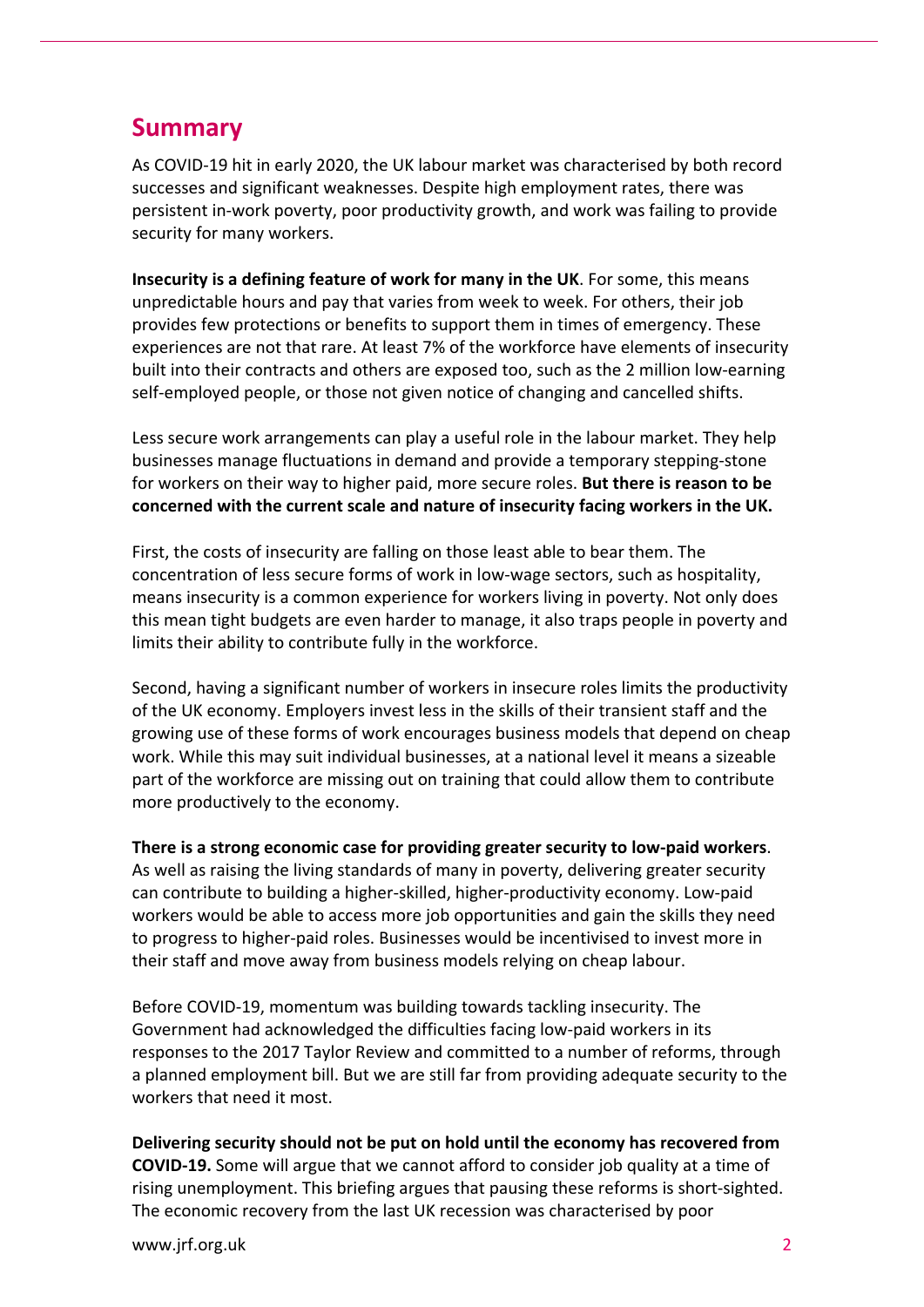## Summary

As COVID-19 hit in early 2020, the UK labour market was characterised by both record successes and significant weaknesses. Despite high employment rates, there was persistent in-work poverty, poor productivity growth, and work was failing to provide security for many workers.

**Insecurity is a defining feature of work for many in the UK**. For some, this means unpredictable hours and pay that varies from week to week. For others, their job provides few protections or benefits to support them in times of emergency. These experiences are not that rare. At least 7% of the workforce have elements of insecurity built into their contracts and others are exposed too, such as the 2 million low-earning self-employed people, or those not given notice of changing and cancelled shifts.

Less secure work arrangements can play a useful role in the labour market. They help businesses manage fluctuations in demand and provide a temporary stepping-stone for workers on their way to higher paid, more secure roles. **But there is reason to be concerned with the current scale and nature of insecurity facing workers in the UK.**

First, the costs of insecurity are falling on those least able to bear them. The concentration of less secure forms of work in low-wage sectors, such as hospitality, means insecurity is a common experience for workers living in poverty. Not only does this mean tight budgets are even harder to manage, it also traps people in poverty and limits their ability to contribute fully in the workforce.

Second, having a significant number of workers in insecure roles limits the productivity of the UK economy. Employers invest less in the skills of their transient staff and the growing use of these forms of work encourages business models that depend on cheap work. While this may suit individual businesses, at a national level it means a sizeable part of the workforce are missing out on training that could allow them to contribute more productively to the economy.

**There is a strong economic case for providing greater security to low-paid workers**. As well as raising the living standards of many in poverty, delivering greater security can contribute to building a higher-skilled, higher-productivity economy. Low-paid workers would be able to access more job opportunities and gain the skills they need to progress to higher-paid roles. Businesses would be incentivised to invest more in their staff and move away from business models relying on cheap labour.

Before COVID-19, momentum was building towards tackling insecurity. The Government had acknowledged the difficulties facing low-paid workers in its responses to the 2017 Taylor Review and committed to a number of reforms, through a planned employment bill. But we are still far from providing adequate security to the workers that need it most.

**Delivering security should not be put on hold until the economy has recovered from COVID-19.** Some will argue that we cannot afford to consider job quality at a time of rising unemployment. This briefing argues that pausing these reforms is short-sighted. The economic recovery from the last UK recession was characterised by poor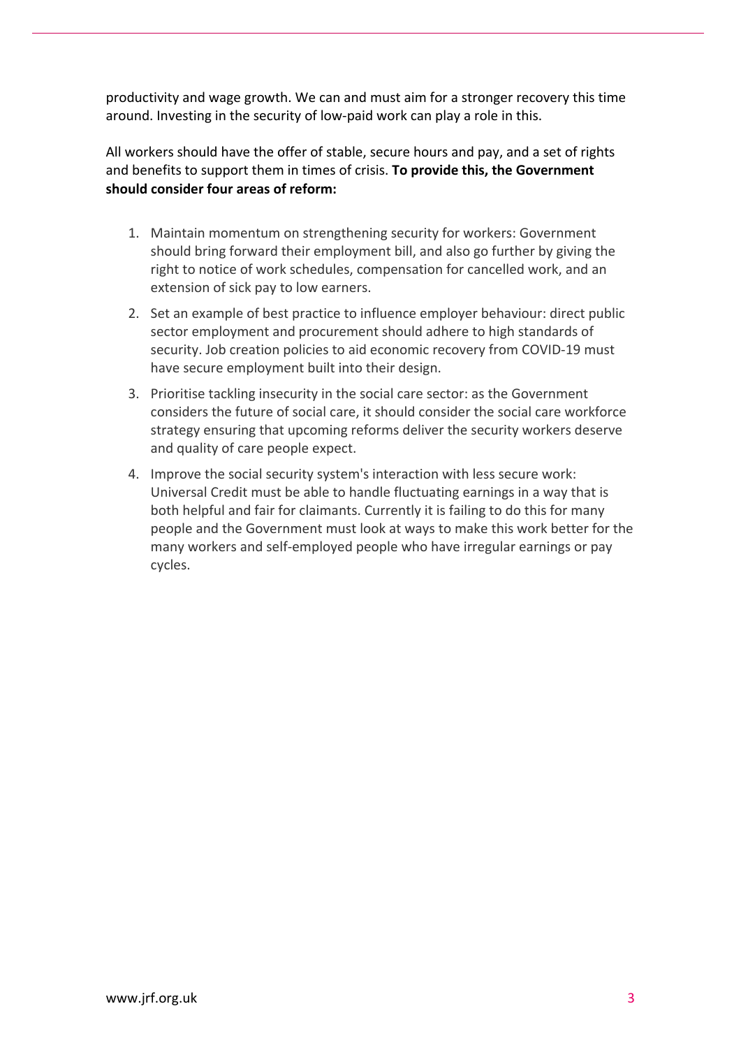productivity and wage growth. We can and must aim for a stronger recovery this time around. Investing in the security of low-paid work can play a role in this.

All workers should have the offer of stable, secure hours and pay, and a set of rights and benefits to support them in times of crisis. **To provide this, the Government should consider four areas of reform:**

1. Maintain momentum on strengthening security for workers: Government should bring forward their employment bill, and also go further by giving the right to notice of work schedules, compensation for cancelled work, and an extension of sick pay to low earners.
2. Set an example of best practice to influence employer behaviour: direct public sector employment and procurement should adhere to high standards of security. Job creation policies to aid economic recovery from COVID-19 must have secure employment built into their design.
3. Prioritise tackling insecurity in the social care sector: as the Government considers the future of social care, it should consider the social care workforce strategy ensuring that upcoming reforms deliver the security workers deserve and quality of care people expect.
4. Improve the social security system's interaction with less secure work: Universal Credit must be able to handle fluctuating earnings in a way that is both helpful and fair for claimants. Currently it is failing to do this for many people and the Government must look at ways to make this work better for the many workers and self-employed people who have irregular earnings or pay cycles.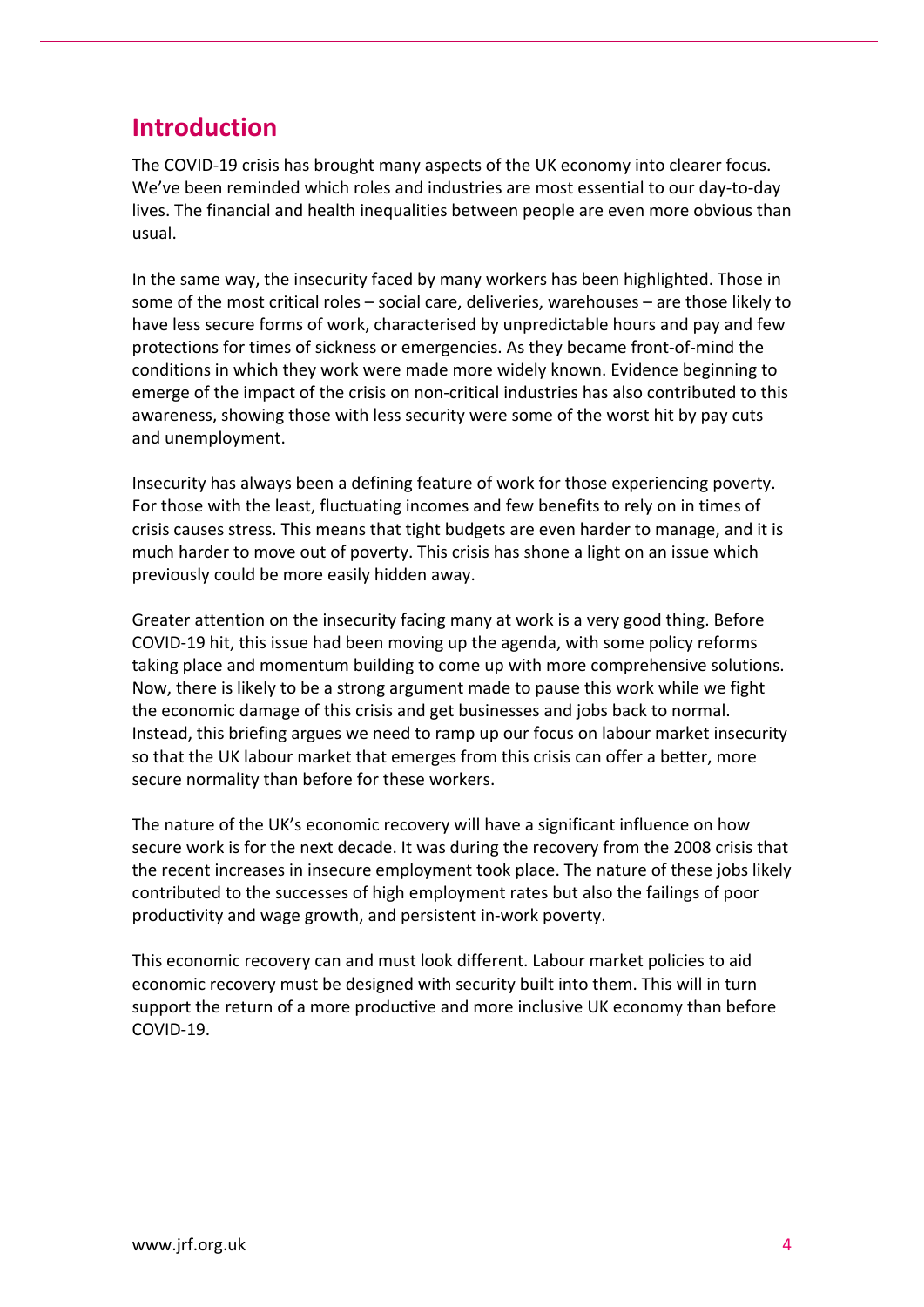## Introduction

The COVID-19 crisis has brought many aspects of the UK economy into clearer focus. We've been reminded which roles and industries are most essential to our day-to-day lives. The financial and health inequalities between people are even more obvious than usual.

In the same way, the insecurity faced by many workers has been highlighted. Those in some of the most critical roles – social care, deliveries, warehouses – are those likely to have less secure forms of work, characterised by unpredictable hours and pay and few protections for times of sickness or emergencies. As they became front-of-mind the conditions in which they work were made more widely known. Evidence beginning to emerge of the impact of the crisis on non-critical industries has also contributed to this awareness, showing those with less security were some of the worst hit by pay cuts and unemployment.

Insecurity has always been a defining feature of work for those experiencing poverty. For those with the least, fluctuating incomes and few benefits to rely on in times of crisis causes stress. This means that tight budgets are even harder to manage, and it is much harder to move out of poverty. This crisis has shone a light on an issue which previously could be more easily hidden away.

Greater attention on the insecurity facing many at work is a very good thing. Before COVID-19 hit, this issue had been moving up the agenda, with some policy reforms taking place and momentum building to come up with more comprehensive solutions. Now, there is likely to be a strong argument made to pause this work while we fight the economic damage of this crisis and get businesses and jobs back to normal. Instead, this briefing argues we need to ramp up our focus on labour market insecurity so that the UK labour market that emerges from this crisis can offer a better, more secure normality than before for these workers.

The nature of the UK's economic recovery will have a significant influence on how secure work is for the next decade. It was during the recovery from the 2008 crisis that the recent increases in insecure employment took place. The nature of these jobs likely contributed to the successes of high employment rates but also the failings of poor productivity and wage growth, and persistent in-work poverty.

This economic recovery can and must look different. Labour market policies to aid economic recovery must be designed with security built into them. This will in turn support the return of a more productive and more inclusive UK economy than before COVID-19.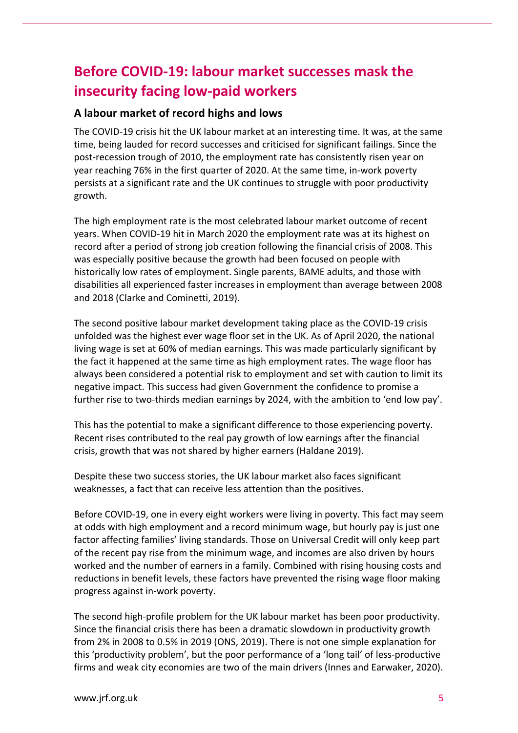## Before COVID-19: labour market successes mask the insecurity facing low-paid workers

### A labour market of record highs and lows

The COVID-19 crisis hit the UK labour market at an interesting time. It was, at the same time, being lauded for record successes and criticised for significant failings. Since the post-recession trough of 2010, the employment rate has consistently risen year on year reaching 76% in the first quarter of 2020. At the same time, in-work poverty persists at a significant rate and the UK continues to struggle with poor productivity growth.

The high employment rate is the most celebrated labour market outcome of recent years. When COVID-19 hit in March 2020 the employment rate was at its highest on record after a period of strong job creation following the financial crisis of 2008. This was especially positive because the growth had been focused on people with historically low rates of employment. Single parents, BAME adults, and those with disabilities all experienced faster increases in employment than average between 2008 and 2018 (Clarke and Cominetti, 2019).

The second positive labour market development taking place as the COVID-19 crisis unfolded was the highest ever wage floor set in the UK. As of April 2020, the national living wage is set at 60% of median earnings. This was made particularly significant by the fact it happened at the same time as high employment rates. The wage floor has always been considered a potential risk to employment and set with caution to limit its negative impact. This success had given Government the confidence to promise a further rise to two-thirds median earnings by 2024, with the ambition to 'end low pay'.

This has the potential to make a significant difference to those experiencing poverty. Recent rises contributed to the real pay growth of low earnings after the financial crisis, growth that was not shared by higher earners (Haldane 2019).

Despite these two success stories, the UK labour market also faces significant weaknesses, a fact that can receive less attention than the positives.

Before COVID-19, one in every eight workers were living in poverty. This fact may seem at odds with high employment and a record minimum wage, but hourly pay is just one factor affecting families' living standards. Those on Universal Credit will only keep part of the recent pay rise from the minimum wage, and incomes are also driven by hours worked and the number of earners in a family. Combined with rising housing costs and reductions in benefit levels, these factors have prevented the rising wage floor making progress against in-work poverty.

The second high-profile problem for the UK labour market has been poor productivity. Since the financial crisis there has been a dramatic slowdown in productivity growth from 2% in 2008 to 0.5% in 2019 (ONS, 2019). There is not one simple explanation for this 'productivity problem', but the poor performance of a 'long tail' of less-productive firms and weak city economies are two of the main drivers (Innes and Earwaker, 2020).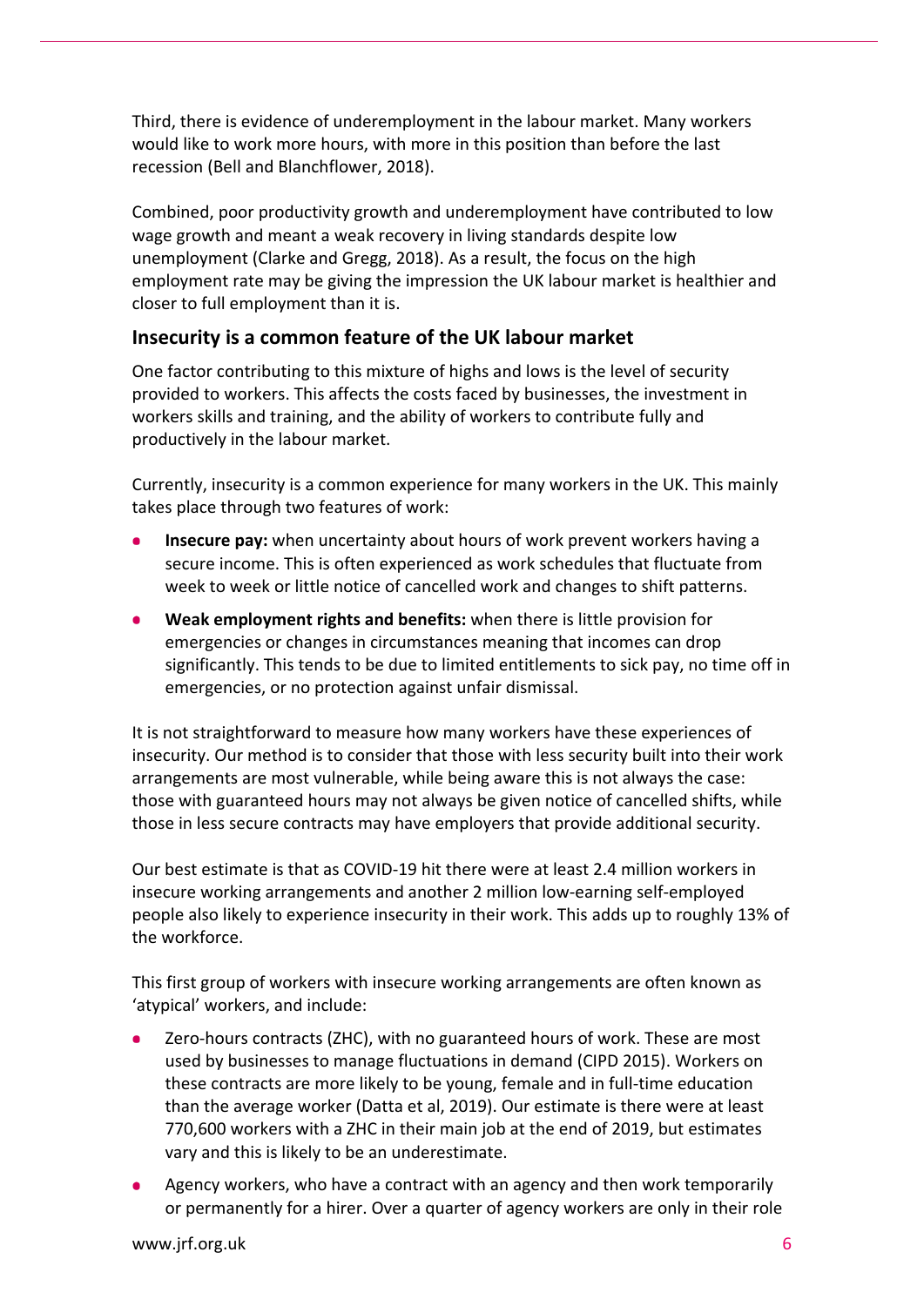Third, there is evidence of underemployment in the labour market. Many workers would like to work more hours, with more in this position than before the last recession (Bell and Blanchflower, 2018).

Combined, poor productivity growth and underemployment have contributed to low wage growth and meant a weak recovery in living standards despite low unemployment (Clarke and Gregg, 2018). As a result, the focus on the high employment rate may be giving the impression the UK labour market is healthier and closer to full employment than it is.

## Insecurity is a common feature of the UK labour market

One factor contributing to this mixture of highs and lows is the level of security provided to workers. This affects the costs faced by businesses, the investment in workers skills and training, and the ability of workers to contribute fully and productively in the labour market.

Currently, insecurity is a common experience for many workers in the UK. This mainly takes place through two features of work:

- **Insecure pay:** when uncertainty about hours of work prevent workers having a secure income. This is often experienced as work schedules that fluctuate from week to week or little notice of cancelled work and changes to shift patterns.
- **Weak employment rights and benefits:** when there is little provision for emergencies or changes in circumstances meaning that incomes can drop significantly. This tends to be due to limited entitlements to sick pay, no time off in emergencies, or no protection against unfair dismissal.

It is not straightforward to measure how many workers have these experiences of insecurity. Our method is to consider that those with less security built into their work arrangements are most vulnerable, while being aware this is not always the case: those with guaranteed hours may not always be given notice of cancelled shifts, while those in less secure contracts may have employers that provide additional security.

Our best estimate is that as COVID-19 hit there were at least 2.4 million workers in insecure working arrangements and another 2 million low-earning self-employed people also likely to experience insecurity in their work. This adds up to roughly 13% of the workforce.

This first group of workers with insecure working arrangements are often known as 'atypical' workers, and include:

- Zero-hours contracts (ZHC), with no guaranteed hours of work. These are most used by businesses to manage fluctuations in demand (CIPD 2015). Workers on these contracts are more likely to be young, female and in full-time education than the average worker (Datta et al, 2019). Our estimate is there were at least 770,600 workers with a ZHC in their main job at the end of 2019, but estimates vary and this is likely to be an underestimate.
- Agency workers, who have a contract with an agency and then work temporarily or permanently for a hirer. Over a quarter of agency workers are only in their role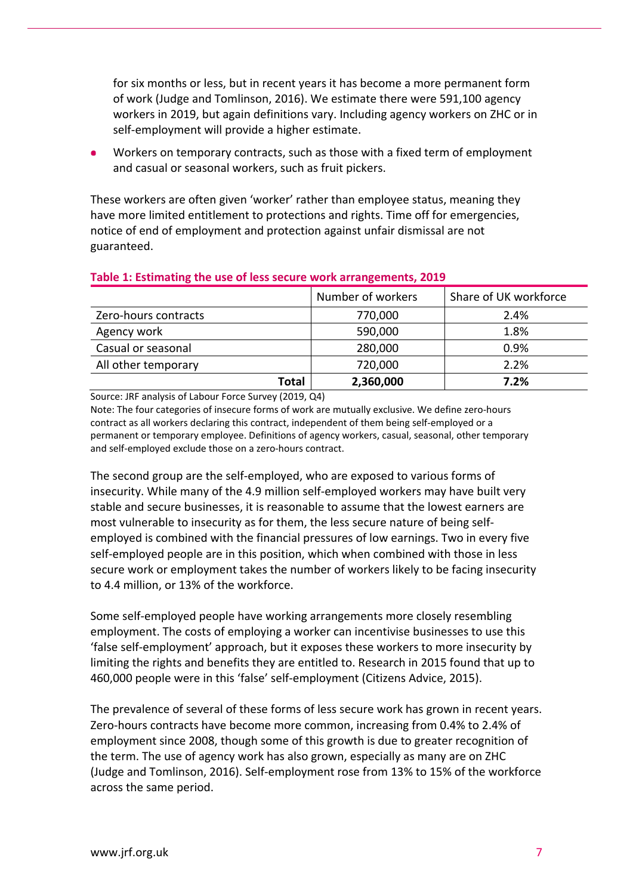for six months or less, but in recent years it has become a more permanent form of work (Judge and Tomlinson, 2016). We estimate there were 591,100 agency workers in 2019, but again definitions vary. Including agency workers on ZHC or in self-employment will provide a higher estimate.

- Workers on temporary contracts, such as those with a fixed term of employment and casual or seasonal workers, such as fruit pickers.

These workers are often given 'worker' rather than employee status, meaning they have more limited entitlement to protections and rights. Time off for emergencies, notice of end of employment and protection against unfair dismissal are not guaranteed.

**Table 1: Estimating the use of less secure work arrangements, 2019**

| | Number of workers | Share of UK workforce |
|---|---|---|
| Zero-hours contracts | 770,000 | 2.4% |
| Agency work | 590,000 | 1.8% |
| Casual or seasonal | 280,000 | 0.9% |
| All other temporary | 720,000 | 2.2% |
| **Total** | **2,360,000** | **7.2%** |

Source: JRF analysis of Labour Force Survey (2019, Q4)

Note: The four categories of insecure forms of work are mutually exclusive. We define zero-hours contract as all workers declaring this contract, independent of them being self-employed or a permanent or temporary employee. Definitions of agency workers, casual, seasonal, other temporary and self-employed exclude those on a zero-hours contract.

The second group are the self-employed, who are exposed to various forms of insecurity. While many of the 4.9 million self-employed workers may have built very stable and secure businesses, it is reasonable to assume that the lowest earners are most vulnerable to insecurity as for them, the less secure nature of being self-employed is combined with the financial pressures of low earnings. Two in every five self-employed people are in this position, which when combined with those in less secure work or employment takes the number of workers likely to be facing insecurity to 4.4 million, or 13% of the workforce.

Some self-employed people have working arrangements more closely resembling employment. The costs of employing a worker can incentivise businesses to use this 'false self-employment' approach, but it exposes these workers to more insecurity by limiting the rights and benefits they are entitled to. Research in 2015 found that up to 460,000 people were in this 'false' self-employment (Citizens Advice, 2015).

The prevalence of several of these forms of less secure work has grown in recent years. Zero-hours contracts have become more common, increasing from 0.4% to 2.4% of employment since 2008, though some of this growth is due to greater recognition of the term. The use of agency work has also grown, especially as many are on ZHC (Judge and Tomlinson, 2016). Self-employment rose from 13% to 15% of the workforce across the same period.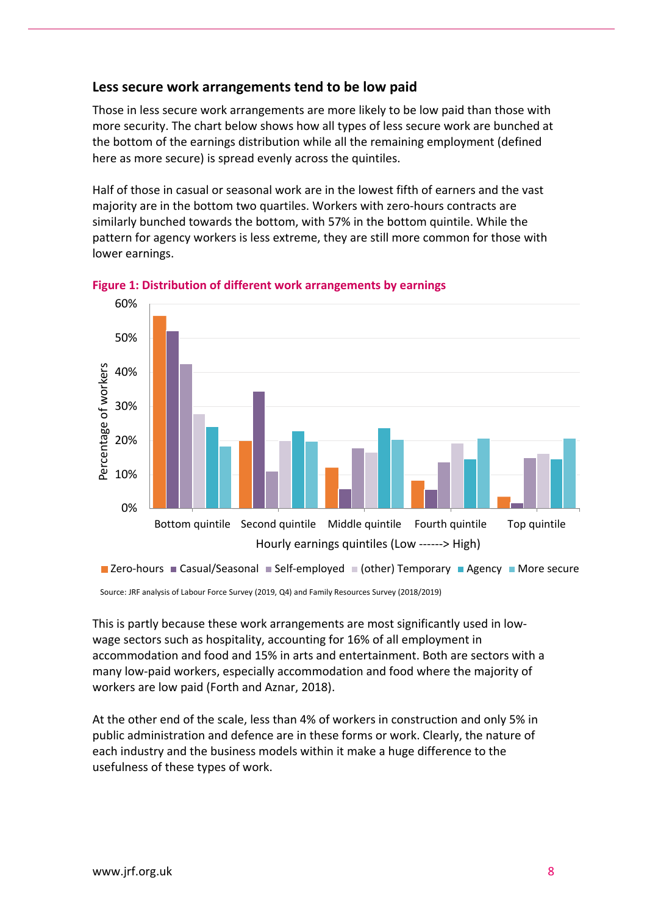## Less secure work arrangements tend to be low paid

Those in less secure work arrangements are more likely to be low paid than those with more security. The chart below shows how all types of less secure work are bunched at the bottom of the earnings distribution while all the remaining employment (defined here as more secure) is spread evenly across the quintiles.

Half of those in casual or seasonal work are in the lowest fifth of earners and the vast majority are in the bottom two quartiles. Workers with zero-hours contracts are similarly bunched towards the bottom, with 57% in the bottom quintile. While the pattern for agency workers is less extreme, they are still more common for those with lower earnings.

**Figure 1: Distribution of different work arrangements by earnings**

Source: JRF analysis of Labour Force Survey (2019, Q4) and Family Resources Survey (2018/2019)

This is partly because these work arrangements are most significantly used in low-wage sectors such as hospitality, accounting for 16% of all employment in accommodation and food and 15% in arts and entertainment. Both are sectors with a many low-paid workers, especially accommodation and food where the majority of workers are low paid (Forth and Aznar, 2018).

At the other end of the scale, less than 4% of workers in construction and only 5% in public administration and defence are in these forms or work. Clearly, the nature of each industry and the business models within it make a huge difference to the usefulness of these types of work.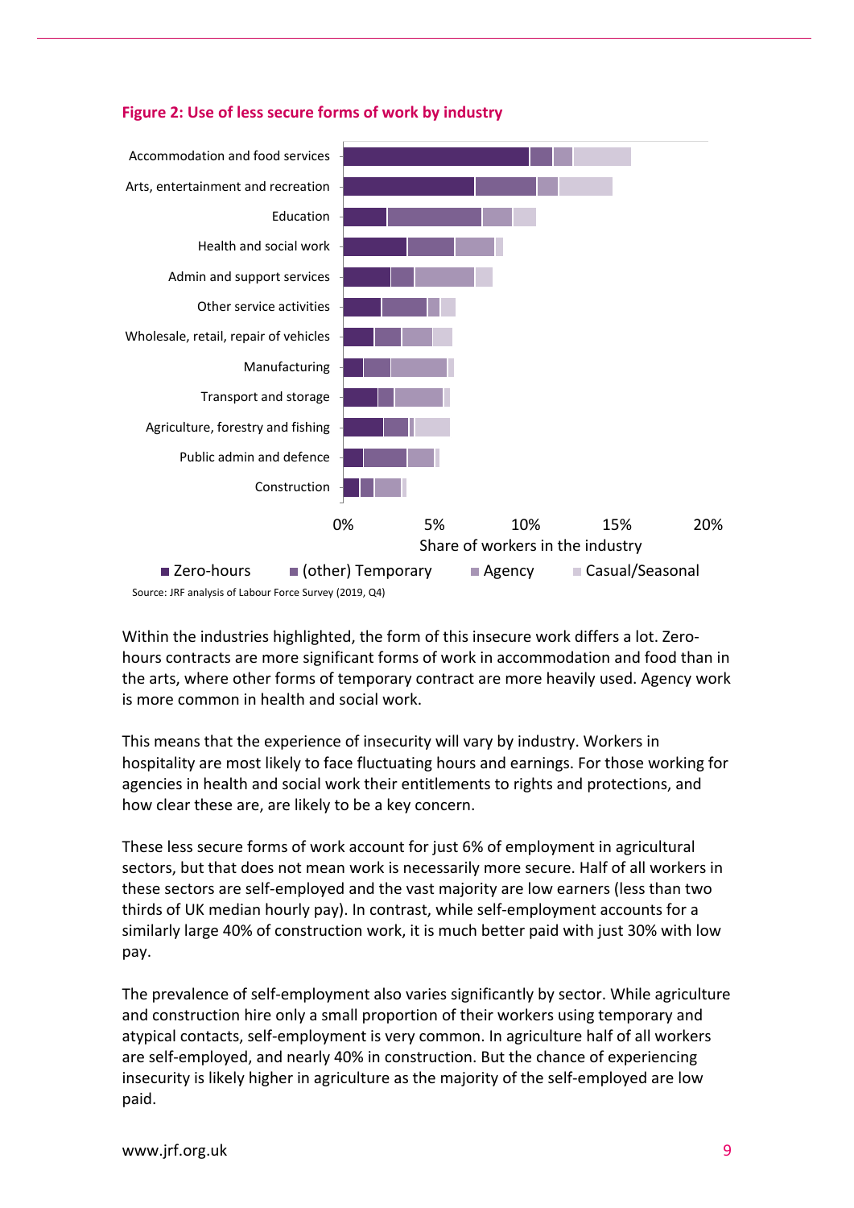**Figure 2: Use of less secure forms of work by industry**

Source: JRF analysis of Labour Force Survey (2019, Q4)

Within the industries highlighted, the form of this insecure work differs a lot. Zero-hours contracts are more significant forms of work in accommodation and food than in the arts, where other forms of temporary contract are more heavily used. Agency work is more common in health and social work.

This means that the experience of insecurity will vary by industry. Workers in hospitality are most likely to face fluctuating hours and earnings. For those working for agencies in health and social work their entitlements to rights and protections, and how clear these are, are likely to be a key concern.

These less secure forms of work account for just 6% of employment in agricultural sectors, but that does not mean work is necessarily more secure. Half of all workers in these sectors are self-employed and the vast majority are low earners (less than two thirds of UK median hourly pay). In contrast, while self-employment accounts for a similarly large 40% of construction work, it is much better paid with just 30% with low pay.

The prevalence of self-employment also varies significantly by sector. While agriculture and construction hire only a small proportion of their workers using temporary and atypical contacts, self-employment is very common. In agriculture half of all workers are self-employed, and nearly 40% in construction. But the chance of experiencing insecurity is likely higher in agriculture as the majority of the self-employed are low paid.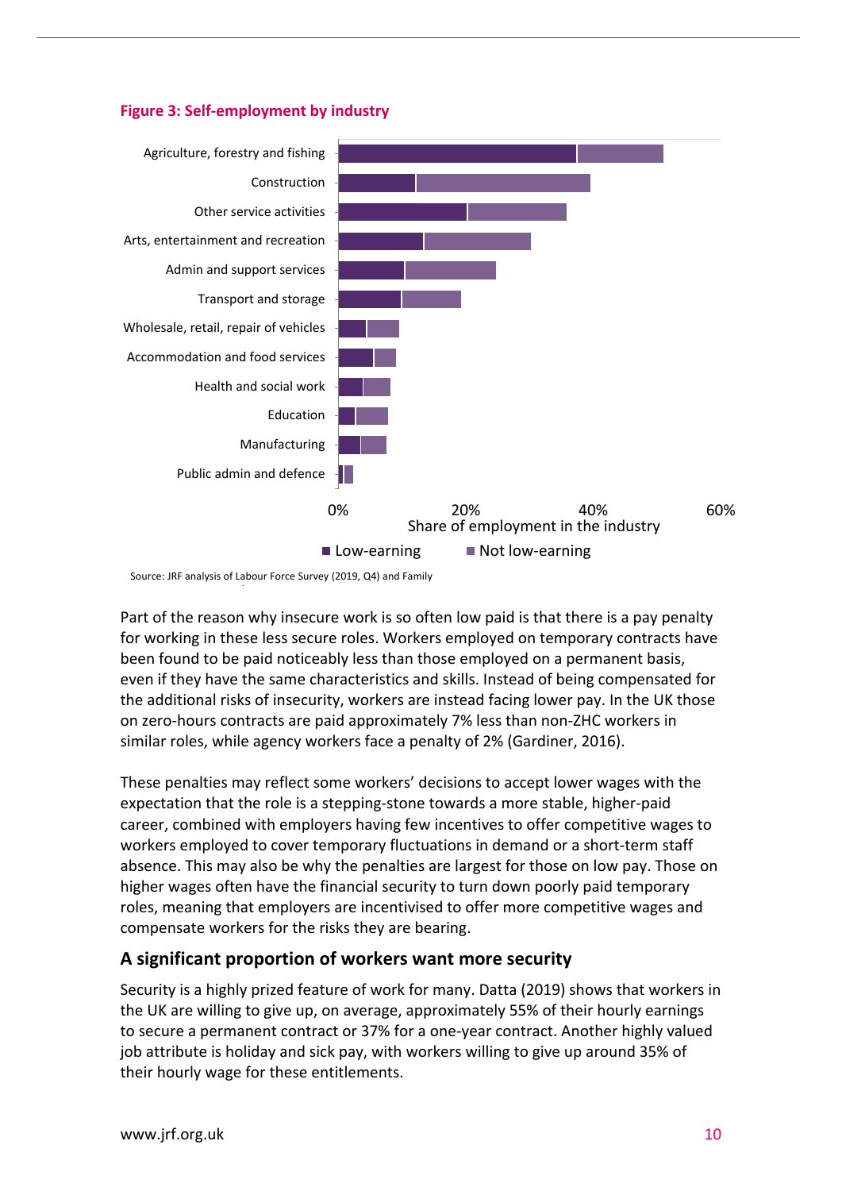**Figure 3: Self-employment by industry**

Source: JRF analysis of Labour Force Survey (2019, Q4) and Family

Part of the reason why insecure work is so often low paid is that there is a pay penalty for working in these less secure roles. Workers employed on temporary contracts have been found to be paid noticeably less than those employed on a permanent basis, even if they have the same characteristics and skills. Instead of being compensated for the additional risks of insecurity, workers are instead facing lower pay. In the UK those on zero-hours contracts are paid approximately 7% less than non-ZHC workers in similar roles, while agency workers face a penalty of 2% (Gardiner, 2016).

These penalties may reflect some workers' decisions to accept lower wages with the expectation that the role is a stepping-stone towards a more stable, higher-paid career, combined with employers having few incentives to offer competitive wages to workers employed to cover temporary fluctuations in demand or a short-term staff absence. This may also be why the penalties are largest for those on low pay. Those on higher wages often have the financial security to turn down poorly paid temporary roles, meaning that employers are incentivised to offer more competitive wages and compensate workers for the risks they are bearing.

## A significant proportion of workers want more security

Security is a highly prized feature of work for many. Datta (2019) shows that workers in the UK are willing to give up, on average, approximately 55% of their hourly earnings to secure a permanent contract or 37% for a one-year contract. Another highly valued job attribute is holiday and sick pay, with workers willing to give up around 35% of their hourly wage for these entitlements.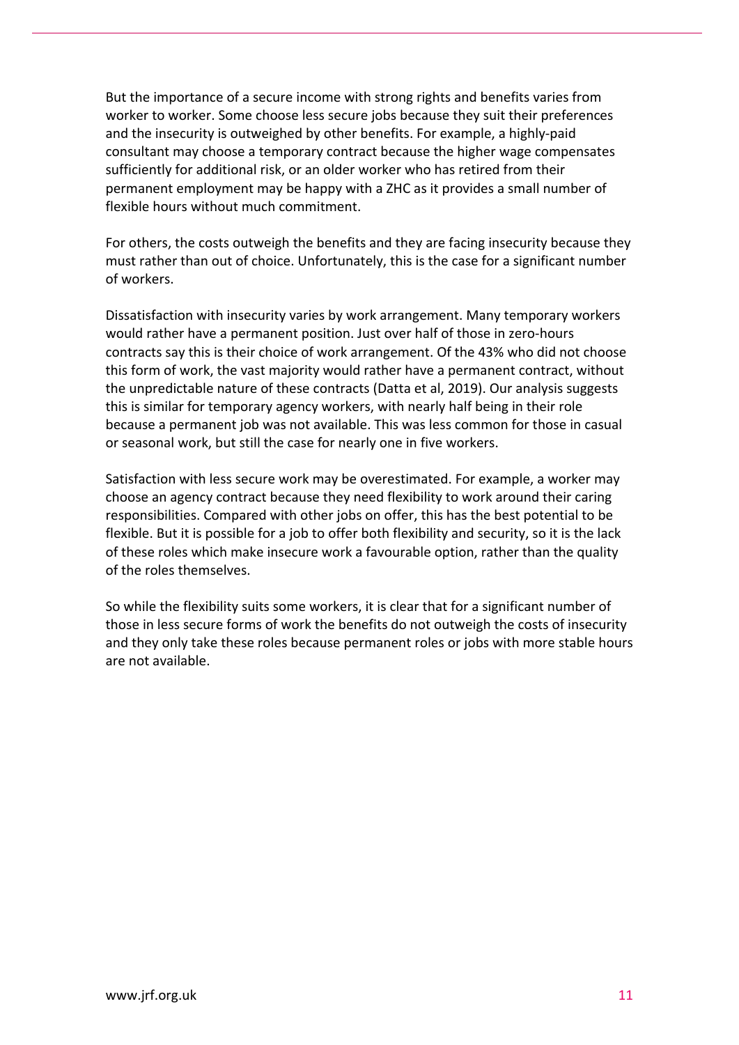But the importance of a secure income with strong rights and benefits varies from worker to worker. Some choose less secure jobs because they suit their preferences and the insecurity is outweighed by other benefits. For example, a highly-paid consultant may choose a temporary contract because the higher wage compensates sufficiently for additional risk, or an older worker who has retired from their permanent employment may be happy with a ZHC as it provides a small number of flexible hours without much commitment.

For others, the costs outweigh the benefits and they are facing insecurity because they must rather than out of choice. Unfortunately, this is the case for a significant number of workers.

Dissatisfaction with insecurity varies by work arrangement. Many temporary workers would rather have a permanent position. Just over half of those in zero-hours contracts say this is their choice of work arrangement. Of the 43% who did not choose this form of work, the vast majority would rather have a permanent contract, without the unpredictable nature of these contracts (Datta et al, 2019). Our analysis suggests this is similar for temporary agency workers, with nearly half being in their role because a permanent job was not available. This was less common for those in casual or seasonal work, but still the case for nearly one in five workers.

Satisfaction with less secure work may be overestimated. For example, a worker may choose an agency contract because they need flexibility to work around their caring responsibilities. Compared with other jobs on offer, this has the best potential to be flexible. But it is possible for a job to offer both flexibility and security, so it is the lack of these roles which make insecure work a favourable option, rather than the quality of the roles themselves.

So while the flexibility suits some workers, it is clear that for a significant number of those in less secure forms of work the benefits do not outweigh the costs of insecurity and they only take these roles because permanent roles or jobs with more stable hours are not available.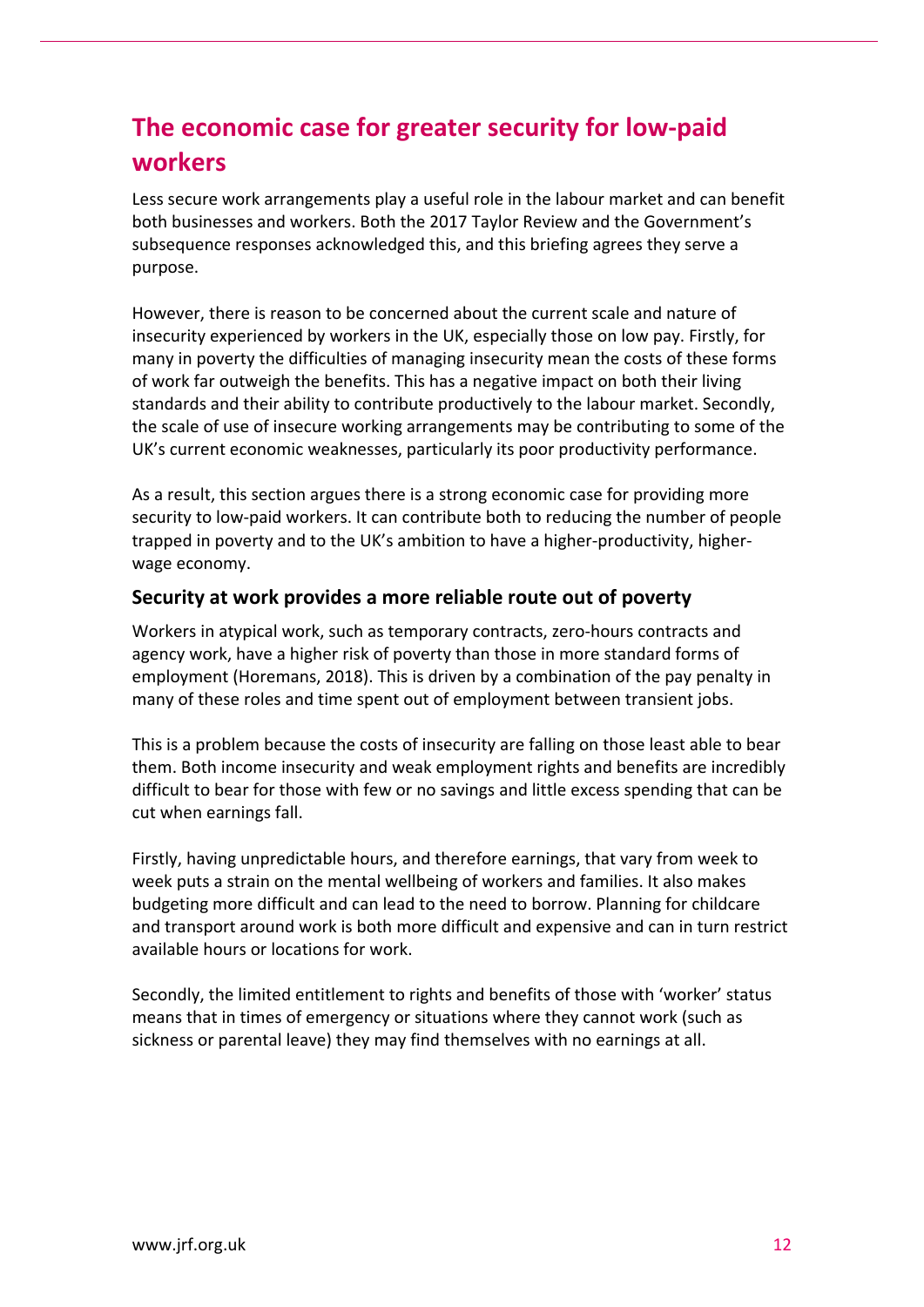## The economic case for greater security for low-paid workers

Less secure work arrangements play a useful role in the labour market and can benefit both businesses and workers. Both the 2017 Taylor Review and the Government's subsequence responses acknowledged this, and this briefing agrees they serve a purpose.

However, there is reason to be concerned about the current scale and nature of insecurity experienced by workers in the UK, especially those on low pay. Firstly, for many in poverty the difficulties of managing insecurity mean the costs of these forms of work far outweigh the benefits. This has a negative impact on both their living standards and their ability to contribute productively to the labour market. Secondly, the scale of use of insecure working arrangements may be contributing to some of the UK's current economic weaknesses, particularly its poor productivity performance.

As a result, this section argues there is a strong economic case for providing more security to low-paid workers. It can contribute both to reducing the number of people trapped in poverty and to the UK's ambition to have a higher-productivity, higher-wage economy.

### Security at work provides a more reliable route out of poverty

Workers in atypical work, such as temporary contracts, zero-hours contracts and agency work, have a higher risk of poverty than those in more standard forms of employment (Horemans, 2018). This is driven by a combination of the pay penalty in many of these roles and time spent out of employment between transient jobs.

This is a problem because the costs of insecurity are falling on those least able to bear them. Both income insecurity and weak employment rights and benefits are incredibly difficult to bear for those with few or no savings and little excess spending that can be cut when earnings fall.

Firstly, having unpredictable hours, and therefore earnings, that vary from week to week puts a strain on the mental wellbeing of workers and families. It also makes budgeting more difficult and can lead to the need to borrow. Planning for childcare and transport around work is both more difficult and expensive and can in turn restrict available hours or locations for work.

Secondly, the limited entitlement to rights and benefits of those with 'worker' status means that in times of emergency or situations where they cannot work (such as sickness or parental leave) they may find themselves with no earnings at all.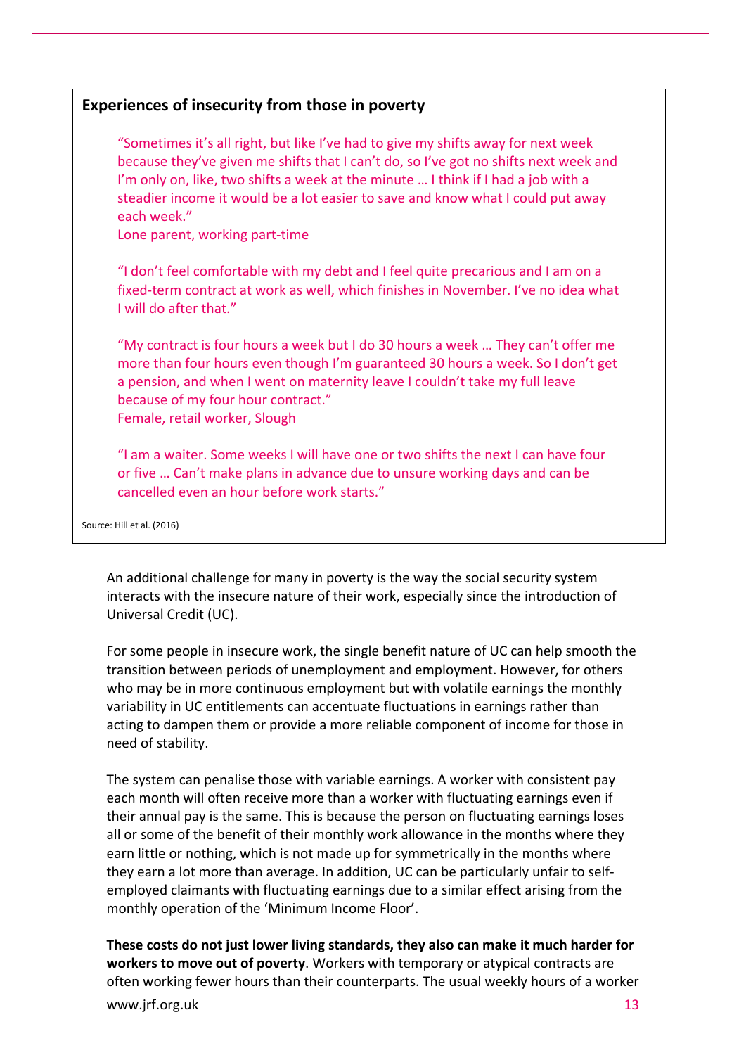### Experiences of insecurity from those in poverty

> "Sometimes it's all right, but like I've had to give my shifts away for next week because they've given me shifts that I can't do, so I've got no shifts next week and I'm only on, like, two shifts a week at the minute … I think if I had a job with a steadier income it would be a lot easier to save and know what I could put away each week."
> Lone parent, working part-time

> "I don't feel comfortable with my debt and I feel quite precarious and I am on a fixed-term contract at work as well, which finishes in November. I've no idea what I will do after that."

> "My contract is four hours a week but I do 30 hours a week … They can't offer me more than four hours even though I'm guaranteed 30 hours a week. So I don't get a pension, and when I went on maternity leave I couldn't take my full leave because of my four hour contract."
> Female, retail worker, Slough

> "I am a waiter. Some weeks I will have one or two shifts the next I can have four or five … Can't make plans in advance due to unsure working days and can be cancelled even an hour before work starts."

Source: Hill et al. (2016)

An additional challenge for many in poverty is the way the social security system interacts with the insecure nature of their work, especially since the introduction of Universal Credit (UC).

For some people in insecure work, the single benefit nature of UC can help smooth the transition between periods of unemployment and employment. However, for others who may be in more continuous employment but with volatile earnings the monthly variability in UC entitlements can accentuate fluctuations in earnings rather than acting to dampen them or provide a more reliable component of income for those in need of stability.

The system can penalise those with variable earnings. A worker with consistent pay each month will often receive more than a worker with fluctuating earnings even if their annual pay is the same. This is because the person on fluctuating earnings loses all or some of the benefit of their monthly work allowance in the months where they earn little or nothing, which is not made up for symmetrically in the months where they earn a lot more than average. In addition, UC can be particularly unfair to self-employed claimants with fluctuating earnings due to a similar effect arising from the monthly operation of the 'Minimum Income Floor'.

**These costs do not just lower living standards, they also can make it much harder for workers to move out of poverty**. Workers with temporary or atypical contracts are often working fewer hours than their counterparts. The usual weekly hours of a worker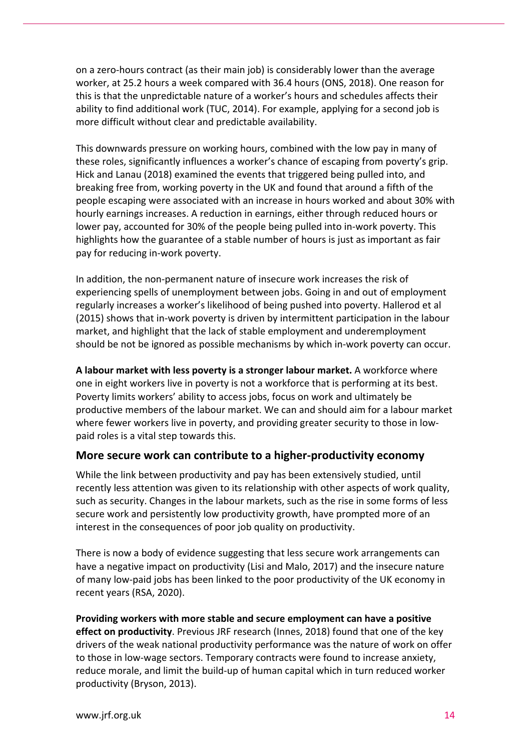on a zero-hours contract (as their main job) is considerably lower than the average worker, at 25.2 hours a week compared with 36.4 hours (ONS, 2018). One reason for this is that the unpredictable nature of a worker's hours and schedules affects their ability to find additional work (TUC, 2014). For example, applying for a second job is more difficult without clear and predictable availability.

This downwards pressure on working hours, combined with the low pay in many of these roles, significantly influences a worker's chance of escaping from poverty's grip. Hick and Lanau (2018) examined the events that triggered being pulled into, and breaking free from, working poverty in the UK and found that around a fifth of the people escaping were associated with an increase in hours worked and about 30% with hourly earnings increases. A reduction in earnings, either through reduced hours or lower pay, accounted for 30% of the people being pulled into in-work poverty. This highlights how the guarantee of a stable number of hours is just as important as fair pay for reducing in-work poverty.

In addition, the non-permanent nature of insecure work increases the risk of experiencing spells of unemployment between jobs. Going in and out of employment regularly increases a worker's likelihood of being pushed into poverty. Hallerod et al (2015) shows that in-work poverty is driven by intermittent participation in the labour market, and highlight that the lack of stable employment and underemployment should be not be ignored as possible mechanisms by which in-work poverty can occur.

**A labour market with less poverty is a stronger labour market.** A workforce where one in eight workers live in poverty is not a workforce that is performing at its best. Poverty limits workers' ability to access jobs, focus on work and ultimately be productive members of the labour market. We can and should aim for a labour market where fewer workers live in poverty, and providing greater security to those in low-paid roles is a vital step towards this.

## More secure work can contribute to a higher-productivity economy

While the link between productivity and pay has been extensively studied, until recently less attention was given to its relationship with other aspects of work quality, such as security. Changes in the labour markets, such as the rise in some forms of less secure work and persistently low productivity growth, have prompted more of an interest in the consequences of poor job quality on productivity.

There is now a body of evidence suggesting that less secure work arrangements can have a negative impact on productivity (Lisi and Malo, 2017) and the insecure nature of many low-paid jobs has been linked to the poor productivity of the UK economy in recent years (RSA, 2020).

**Providing workers with more stable and secure employment can have a positive effect on productivity**. Previous JRF research (Innes, 2018) found that one of the key drivers of the weak national productivity performance was the nature of work on offer to those in low-wage sectors. Temporary contracts were found to increase anxiety, reduce morale, and limit the build-up of human capital which in turn reduced worker productivity (Bryson, 2013).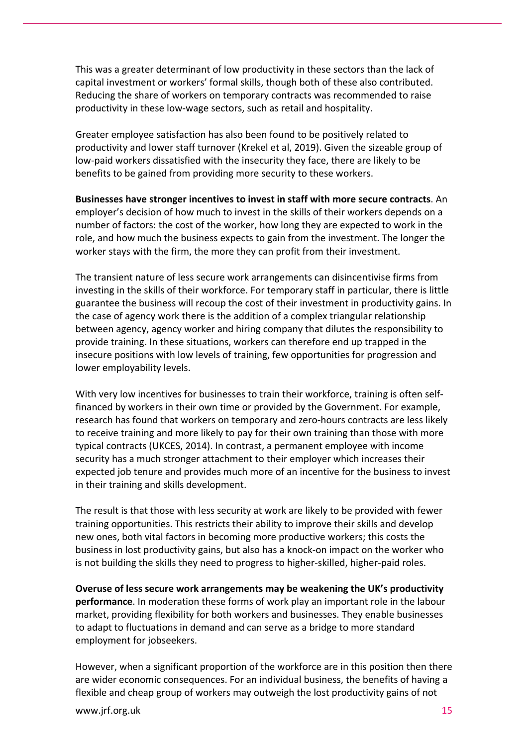This was a greater determinant of low productivity in these sectors than the lack of capital investment or workers' formal skills, though both of these also contributed. Reducing the share of workers on temporary contracts was recommended to raise productivity in these low-wage sectors, such as retail and hospitality.

Greater employee satisfaction has also been found to be positively related to productivity and lower staff turnover (Krekel et al, 2019). Given the sizeable group of low-paid workers dissatisfied with the insecurity they face, there are likely to be benefits to be gained from providing more security to these workers.

**Businesses have stronger incentives to invest in staff with more secure contracts**. An employer's decision of how much to invest in the skills of their workers depends on a number of factors: the cost of the worker, how long they are expected to work in the role, and how much the business expects to gain from the investment. The longer the worker stays with the firm, the more they can profit from their investment.

The transient nature of less secure work arrangements can disincentivise firms from investing in the skills of their workforce. For temporary staff in particular, there is little guarantee the business will recoup the cost of their investment in productivity gains. In the case of agency work there is the addition of a complex triangular relationship between agency, agency worker and hiring company that dilutes the responsibility to provide training. In these situations, workers can therefore end up trapped in the insecure positions with low levels of training, few opportunities for progression and lower employability levels.

With very low incentives for businesses to train their workforce, training is often self-financed by workers in their own time or provided by the Government. For example, research has found that workers on temporary and zero-hours contracts are less likely to receive training and more likely to pay for their own training than those with more typical contracts (UKCES, 2014). In contrast, a permanent employee with income security has a much stronger attachment to their employer which increases their expected job tenure and provides much more of an incentive for the business to invest in their training and skills development.

The result is that those with less security at work are likely to be provided with fewer training opportunities. This restricts their ability to improve their skills and develop new ones, both vital factors in becoming more productive workers; this costs the business in lost productivity gains, but also has a knock-on impact on the worker who is not building the skills they need to progress to higher-skilled, higher-paid roles.

**Overuse of less secure work arrangements may be weakening the UK's productivity performance**. In moderation these forms of work play an important role in the labour market, providing flexibility for both workers and businesses. They enable businesses to adapt to fluctuations in demand and can serve as a bridge to more standard employment for jobseekers.

However, when a significant proportion of the workforce are in this position then there are wider economic consequences. For an individual business, the benefits of having a flexible and cheap group of workers may outweigh the lost productivity gains of not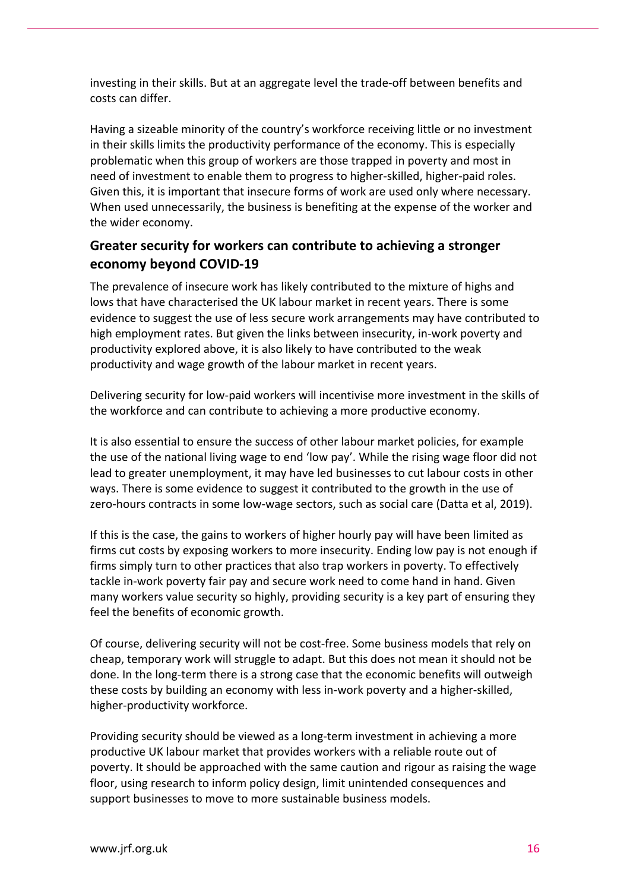investing in their skills. But at an aggregate level the trade-off between benefits and costs can differ.

Having a sizeable minority of the country's workforce receiving little or no investment in their skills limits the productivity performance of the economy. This is especially problematic when this group of workers are those trapped in poverty and most in need of investment to enable them to progress to higher-skilled, higher-paid roles. Given this, it is important that insecure forms of work are used only where necessary. When used unnecessarily, the business is benefiting at the expense of the worker and the wider economy.

## Greater security for workers can contribute to achieving a stronger economy beyond COVID-19

The prevalence of insecure work has likely contributed to the mixture of highs and lows that have characterised the UK labour market in recent years. There is some evidence to suggest the use of less secure work arrangements may have contributed to high employment rates. But given the links between insecurity, in-work poverty and productivity explored above, it is also likely to have contributed to the weak productivity and wage growth of the labour market in recent years.

Delivering security for low-paid workers will incentivise more investment in the skills of the workforce and can contribute to achieving a more productive economy.

It is also essential to ensure the success of other labour market policies, for example the use of the national living wage to end 'low pay'. While the rising wage floor did not lead to greater unemployment, it may have led businesses to cut labour costs in other ways. There is some evidence to suggest it contributed to the growth in the use of zero-hours contracts in some low-wage sectors, such as social care (Datta et al, 2019).

If this is the case, the gains to workers of higher hourly pay will have been limited as firms cut costs by exposing workers to more insecurity. Ending low pay is not enough if firms simply turn to other practices that also trap workers in poverty. To effectively tackle in-work poverty fair pay and secure work need to come hand in hand. Given many workers value security so highly, providing security is a key part of ensuring they feel the benefits of economic growth.

Of course, delivering security will not be cost-free. Some business models that rely on cheap, temporary work will struggle to adapt. But this does not mean it should not be done. In the long-term there is a strong case that the economic benefits will outweigh these costs by building an economy with less in-work poverty and a higher-skilled, higher-productivity workforce.

Providing security should be viewed as a long-term investment in achieving a more productive UK labour market that provides workers with a reliable route out of poverty. It should be approached with the same caution and rigour as raising the wage floor, using research to inform policy design, limit unintended consequences and support businesses to move to more sustainable business models.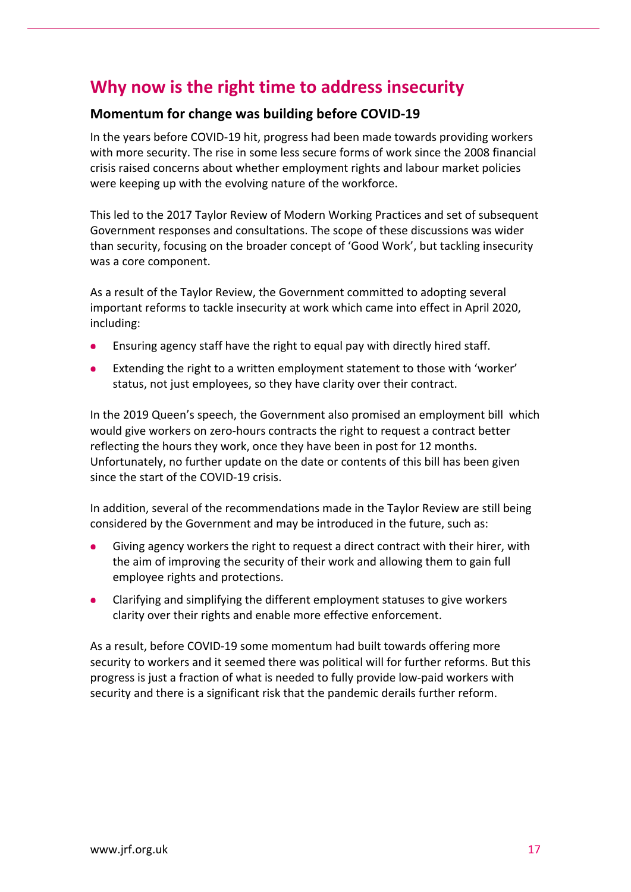## Why now is the right time to address insecurity

### Momentum for change was building before COVID-19

In the years before COVID-19 hit, progress had been made towards providing workers with more security. The rise in some less secure forms of work since the 2008 financial crisis raised concerns about whether employment rights and labour market policies were keeping up with the evolving nature of the workforce.

This led to the 2017 Taylor Review of Modern Working Practices and set of subsequent Government responses and consultations. The scope of these discussions was wider than security, focusing on the broader concept of 'Good Work', but tackling insecurity was a core component.

As a result of the Taylor Review, the Government committed to adopting several important reforms to tackle insecurity at work which came into effect in April 2020, including:

- Ensuring agency staff have the right to equal pay with directly hired staff.
- Extending the right to a written employment statement to those with 'worker' status, not just employees, so they have clarity over their contract.

In the 2019 Queen's speech, the Government also promised an employment bill which would give workers on zero-hours contracts the right to request a contract better reflecting the hours they work, once they have been in post for 12 months. Unfortunately, no further update on the date or contents of this bill has been given since the start of the COVID-19 crisis.

In addition, several of the recommendations made in the Taylor Review are still being considered by the Government and may be introduced in the future, such as:

- Giving agency workers the right to request a direct contract with their hirer, with the aim of improving the security of their work and allowing them to gain full employee rights and protections.
- Clarifying and simplifying the different employment statuses to give workers clarity over their rights and enable more effective enforcement.

As a result, before COVID-19 some momentum had built towards offering more security to workers and it seemed there was political will for further reforms. But this progress is just a fraction of what is needed to fully provide low-paid workers with security and there is a significant risk that the pandemic derails further reform.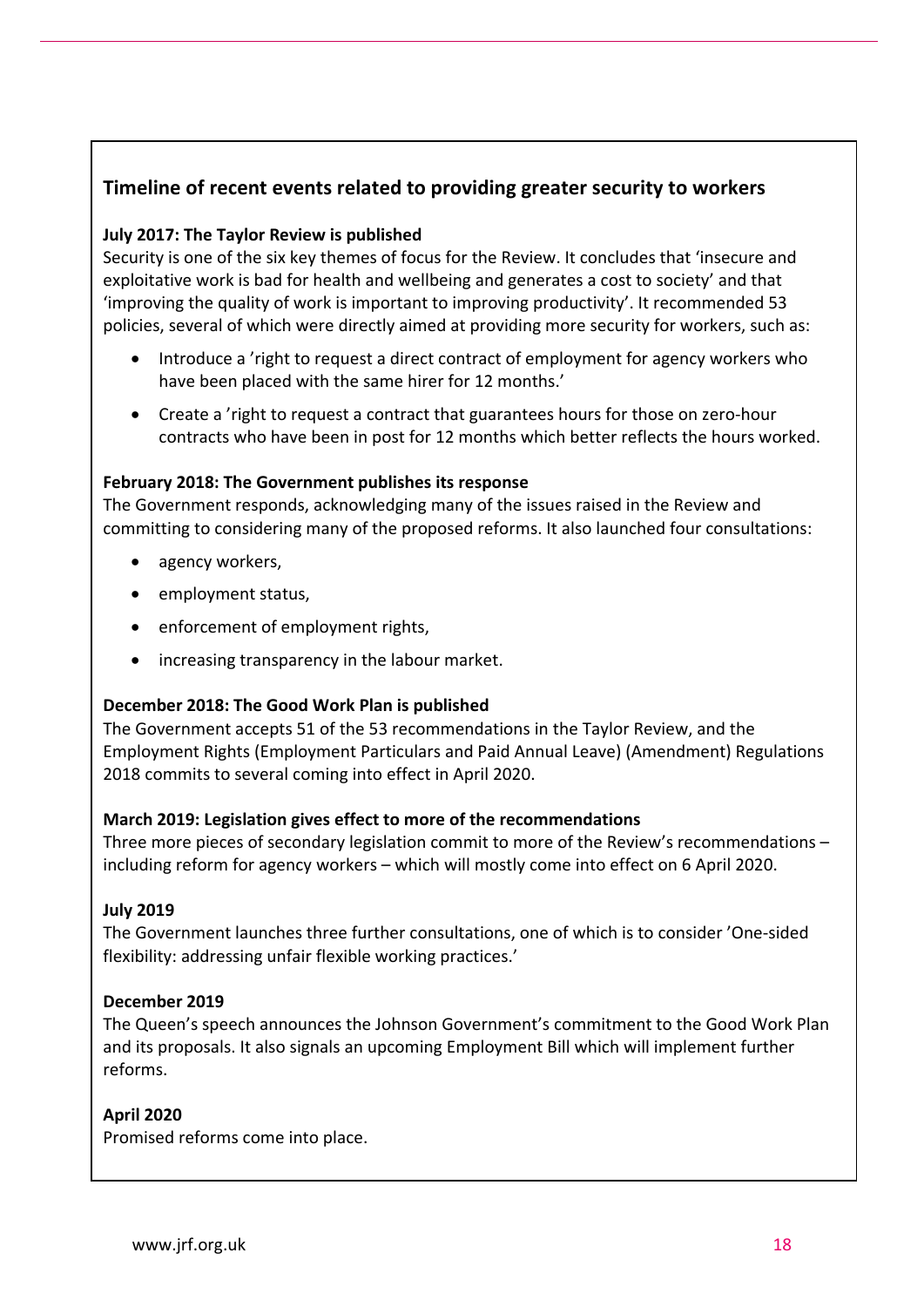## Timeline of recent events related to providing greater security to workers

**July 2017: The Taylor Review is published**

Security is one of the six key themes of focus for the Review. It concludes that 'insecure and exploitative work is bad for health and wellbeing and generates a cost to society' and that 'improving the quality of work is important to improving productivity'. It recommended 53 policies, several of which were directly aimed at providing more security for workers, such as:

- Introduce a 'right to request a direct contract of employment for agency workers who have been placed with the same hirer for 12 months.'
- Create a 'right to request a contract that guarantees hours for those on zero-hour contracts who have been in post for 12 months which better reflects the hours worked.

**February 2018: The Government publishes its response**

The Government responds, acknowledging many of the issues raised in the Review and committing to considering many of the proposed reforms. It also launched four consultations:

- agency workers,
- employment status,
- enforcement of employment rights,
- increasing transparency in the labour market.

**December 2018: The Good Work Plan is published**

The Government accepts 51 of the 53 recommendations in the Taylor Review, and the Employment Rights (Employment Particulars and Paid Annual Leave) (Amendment) Regulations 2018 commits to several coming into effect in April 2020.

**March 2019: Legislation gives effect to more of the recommendations**

Three more pieces of secondary legislation commit to more of the Review's recommendations – including reform for agency workers – which will mostly come into effect on 6 April 2020.

**July 2019**

The Government launches three further consultations, one of which is to consider 'One-sided flexibility: addressing unfair flexible working practices.'

**December 2019**

The Queen's speech announces the Johnson Government's commitment to the Good Work Plan and its proposals. It also signals an upcoming Employment Bill which will implement further reforms.

**April 2020**

Promised reforms come into place.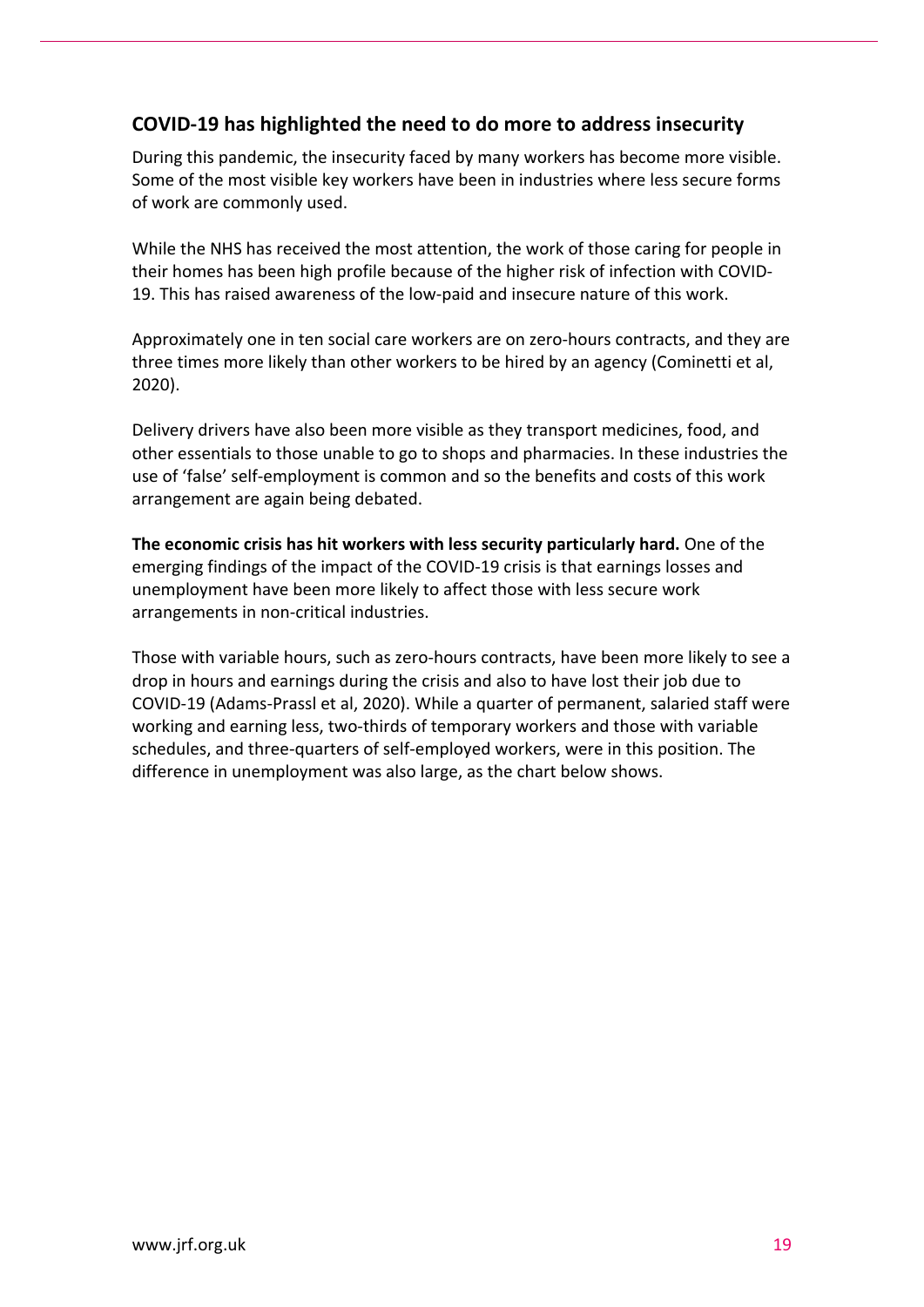## COVID-19 has highlighted the need to do more to address insecurity

During this pandemic, the insecurity faced by many workers has become more visible. Some of the most visible key workers have been in industries where less secure forms of work are commonly used.

While the NHS has received the most attention, the work of those caring for people in their homes has been high profile because of the higher risk of infection with COVID-19. This has raised awareness of the low-paid and insecure nature of this work.

Approximately one in ten social care workers are on zero-hours contracts, and they are three times more likely than other workers to be hired by an agency (Cominetti et al, 2020).

Delivery drivers have also been more visible as they transport medicines, food, and other essentials to those unable to go to shops and pharmacies. In these industries the use of 'false' self-employment is common and so the benefits and costs of this work arrangement are again being debated.

**The economic crisis has hit workers with less security particularly hard.** One of the emerging findings of the impact of the COVID-19 crisis is that earnings losses and unemployment have been more likely to affect those with less secure work arrangements in non-critical industries.

Those with variable hours, such as zero-hours contracts, have been more likely to see a drop in hours and earnings during the crisis and also to have lost their job due to COVID-19 (Adams-Prassl et al, 2020). While a quarter of permanent, salaried staff were working and earning less, two-thirds of temporary workers and those with variable schedules, and three-quarters of self-employed workers, were in this position. The difference in unemployment was also large, as the chart below shows.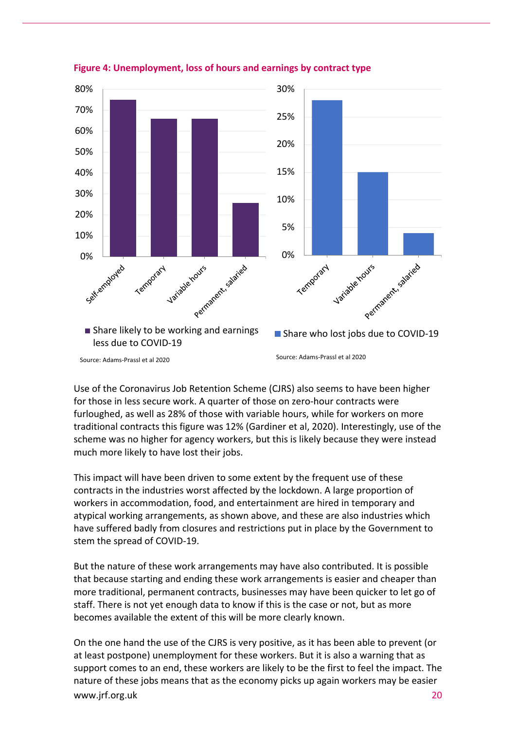**Figure 4: Unemployment, loss of hours and earnings by contract type**

Source: Adams-Prassl et al 2020

Source: Adams-Prassl et al 2020

Use of the Coronavirus Job Retention Scheme (CJRS) also seems to have been higher for those in less secure work. A quarter of those on zero-hour contracts were furloughed, as well as 28% of those with variable hours, while for workers on more traditional contracts this figure was 12% (Gardiner et al, 2020). Interestingly, use of the scheme was no higher for agency workers, but this is likely because they were instead much more likely to have lost their jobs.

This impact will have been driven to some extent by the frequent use of these contracts in the industries worst affected by the lockdown. A large proportion of workers in accommodation, food, and entertainment are hired in temporary and atypical working arrangements, as shown above, and these are also industries which have suffered badly from closures and restrictions put in place by the Government to stem the spread of COVID-19.

But the nature of these work arrangements may have also contributed. It is possible that because starting and ending these work arrangements is easier and cheaper than more traditional, permanent contracts, businesses may have been quicker to let go of staff. There is not yet enough data to know if this is the case or not, but as more becomes available the extent of this will be more clearly known.

On the one hand the use of the CJRS is very positive, as it has been able to prevent (or at least postpone) unemployment for these workers. But it is also a warning that as support comes to an end, these workers are likely to be the first to feel the impact. The nature of these jobs means that as the economy picks up again workers may be easier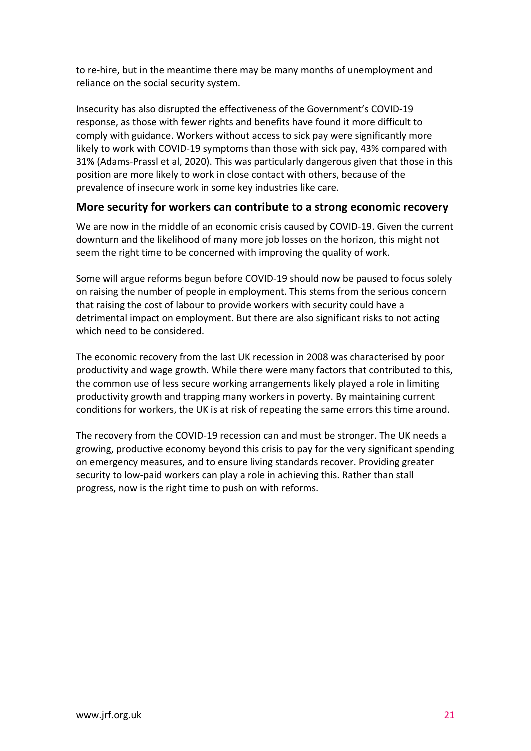to re-hire, but in the meantime there may be many months of unemployment and reliance on the social security system.

Insecurity has also disrupted the effectiveness of the Government's COVID-19 response, as those with fewer rights and benefits have found it more difficult to comply with guidance. Workers without access to sick pay were significantly more likely to work with COVID-19 symptoms than those with sick pay, 43% compared with 31% (Adams-Prassl et al, 2020). This was particularly dangerous given that those in this position are more likely to work in close contact with others, because of the prevalence of insecure work in some key industries like care.

### More security for workers can contribute to a strong economic recovery

We are now in the middle of an economic crisis caused by COVID-19. Given the current downturn and the likelihood of many more job losses on the horizon, this might not seem the right time to be concerned with improving the quality of work.

Some will argue reforms begun before COVID-19 should now be paused to focus solely on raising the number of people in employment. This stems from the serious concern that raising the cost of labour to provide workers with security could have a detrimental impact on employment. But there are also significant risks to not acting which need to be considered.

The economic recovery from the last UK recession in 2008 was characterised by poor productivity and wage growth. While there were many factors that contributed to this, the common use of less secure working arrangements likely played a role in limiting productivity growth and trapping many workers in poverty. By maintaining current conditions for workers, the UK is at risk of repeating the same errors this time around.

The recovery from the COVID-19 recession can and must be stronger. The UK needs a growing, productive economy beyond this crisis to pay for the very significant spending on emergency measures, and to ensure living standards recover. Providing greater security to low-paid workers can play a role in achieving this. Rather than stall progress, now is the right time to push on with reforms.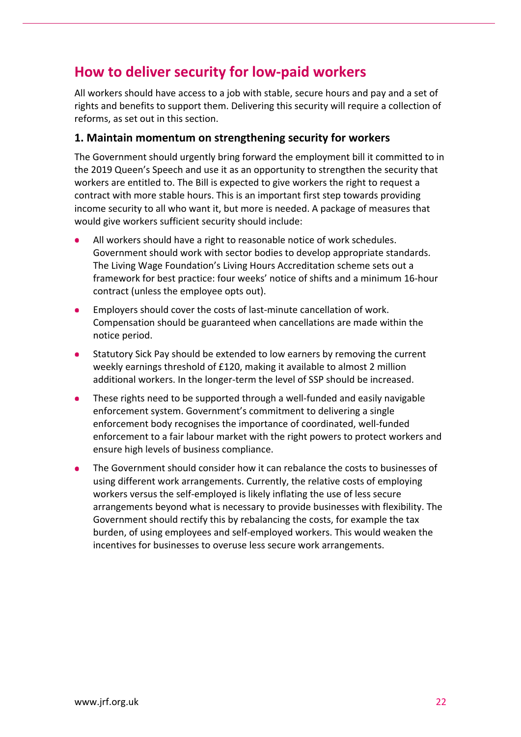## How to deliver security for low-paid workers

All workers should have access to a job with stable, secure hours and pay and a set of rights and benefits to support them. Delivering this security will require a collection of reforms, as set out in this section.

### 1. Maintain momentum on strengthening security for workers

The Government should urgently bring forward the employment bill it committed to in the 2019 Queen's Speech and use it as an opportunity to strengthen the security that workers are entitled to. The Bill is expected to give workers the right to request a contract with more stable hours. This is an important first step towards providing income security to all who want it, but more is needed. A package of measures that would give workers sufficient security should include:

- All workers should have a right to reasonable notice of work schedules. Government should work with sector bodies to develop appropriate standards. The Living Wage Foundation's Living Hours Accreditation scheme sets out a framework for best practice: four weeks' notice of shifts and a minimum 16-hour contract (unless the employee opts out).
- Employers should cover the costs of last-minute cancellation of work. Compensation should be guaranteed when cancellations are made within the notice period.
- Statutory Sick Pay should be extended to low earners by removing the current weekly earnings threshold of £120, making it available to almost 2 million additional workers. In the longer-term the level of SSP should be increased.
- These rights need to be supported through a well-funded and easily navigable enforcement system. Government's commitment to delivering a single enforcement body recognises the importance of coordinated, well-funded enforcement to a fair labour market with the right powers to protect workers and ensure high levels of business compliance.
- The Government should consider how it can rebalance the costs to businesses of using different work arrangements. Currently, the relative costs of employing workers versus the self-employed is likely inflating the use of less secure arrangements beyond what is necessary to provide businesses with flexibility. The Government should rectify this by rebalancing the costs, for example the tax burden, of using employees and self-employed workers. This would weaken the incentives for businesses to overuse less secure work arrangements.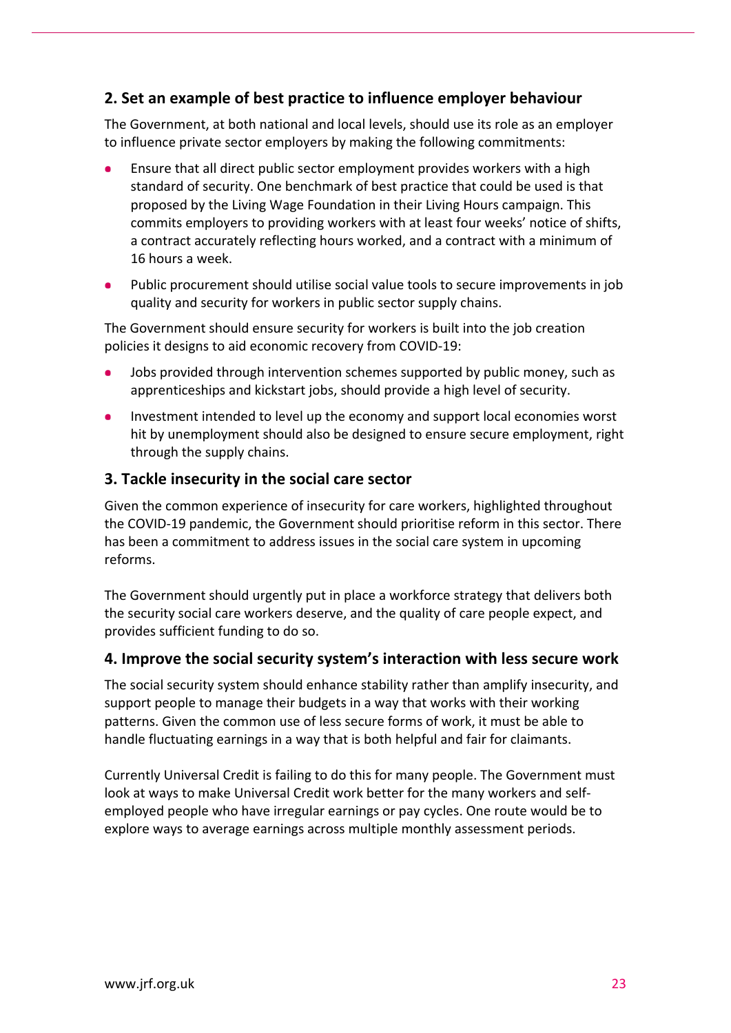## 2. Set an example of best practice to influence employer behaviour

The Government, at both national and local levels, should use its role as an employer to influence private sector employers by making the following commitments:

- Ensure that all direct public sector employment provides workers with a high standard of security. One benchmark of best practice that could be used is that proposed by the Living Wage Foundation in their Living Hours campaign. This commits employers to providing workers with at least four weeks' notice of shifts, a contract accurately reflecting hours worked, and a contract with a minimum of 16 hours a week.
- Public procurement should utilise social value tools to secure improvements in job quality and security for workers in public sector supply chains.

The Government should ensure security for workers is built into the job creation policies it designs to aid economic recovery from COVID-19:

- Jobs provided through intervention schemes supported by public money, such as apprenticeships and kickstart jobs, should provide a high level of security.
- Investment intended to level up the economy and support local economies worst hit by unemployment should also be designed to ensure secure employment, right through the supply chains.

## 3. Tackle insecurity in the social care sector

Given the common experience of insecurity for care workers, highlighted throughout the COVID-19 pandemic, the Government should prioritise reform in this sector. There has been a commitment to address issues in the social care system in upcoming reforms.

The Government should urgently put in place a workforce strategy that delivers both the security social care workers deserve, and the quality of care people expect, and provides sufficient funding to do so.

## 4. Improve the social security system's interaction with less secure work

The social security system should enhance stability rather than amplify insecurity, and support people to manage their budgets in a way that works with their working patterns. Given the common use of less secure forms of work, it must be able to handle fluctuating earnings in a way that is both helpful and fair for claimants.

Currently Universal Credit is failing to do this for many people. The Government must look at ways to make Universal Credit work better for the many workers and self-employed people who have irregular earnings or pay cycles. One route would be to explore ways to average earnings across multiple monthly assessment periods.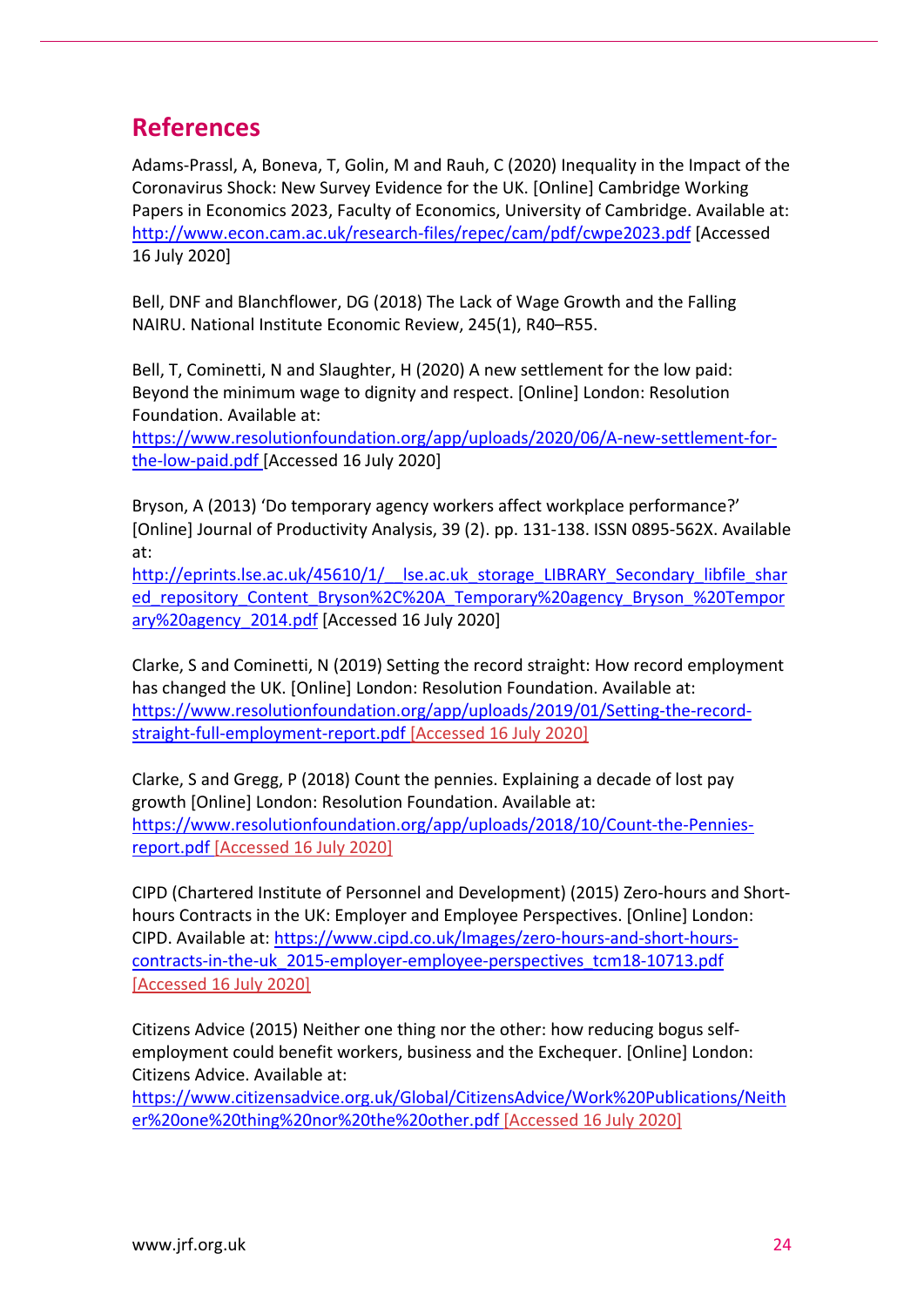## References

Adams-Prassl, A, Boneva, T, Golin, M and Rauh, C (2020) Inequality in the Impact of the Coronavirus Shock: New Survey Evidence for the UK. [Online] Cambridge Working Papers in Economics 2023, Faculty of Economics, University of Cambridge. Available at: http://www.econ.cam.ac.uk/research-files/repec/cam/pdf/cwpe2023.pdf [Accessed 16 July 2020]

Bell, DNF and Blanchflower, DG (2018) The Lack of Wage Growth and the Falling NAIRU. National Institute Economic Review, 245(1), R40–R55.

Bell, T, Cominetti, N and Slaughter, H (2020) A new settlement for the low paid: Beyond the minimum wage to dignity and respect. [Online] London: Resolution Foundation. Available at: https://www.resolutionfoundation.org/app/uploads/2020/06/A-new-settlement-for-the-low-paid.pdf [Accessed 16 July 2020]

Bryson, A (2013) 'Do temporary agency workers affect workplace performance?' [Online] Journal of Productivity Analysis, 39 (2). pp. 131-138. ISSN 0895-562X. Available at: http://eprints.lse.ac.uk/45610/1/__lse.ac.uk_storage_LIBRARY_Secondary_libfile_shared_repository_Content_Bryson%2C%20A_Temporary%20agency_Bryson_%20Temporary%20agency_2014.pdf [Accessed 16 July 2020]

Clarke, S and Cominetti, N (2019) Setting the record straight: How record employment has changed the UK. [Online] London: Resolution Foundation. Available at: https://www.resolutionfoundation.org/app/uploads/2019/01/Setting-the-record-straight-full-employment-report.pdf [Accessed 16 July 2020]

Clarke, S and Gregg, P (2018) Count the pennies. Explaining a decade of lost pay growth [Online] London: Resolution Foundation. Available at: https://www.resolutionfoundation.org/app/uploads/2018/10/Count-the-Pennies-report.pdf [Accessed 16 July 2020]

CIPD (Chartered Institute of Personnel and Development) (2015) Zero-hours and Short-hours Contracts in the UK: Employer and Employee Perspectives. [Online] London: CIPD. Available at: https://www.cipd.co.uk/Images/zero-hours-and-short-hours-contracts-in-the-uk_2015-employer-employee-perspectives_tcm18-10713.pdf [Accessed 16 July 2020]

Citizens Advice (2015) Neither one thing nor the other: how reducing bogus self-employment could benefit workers, business and the Exchequer. [Online] London: Citizens Advice. Available at: https://www.citizensadvice.org.uk/Global/CitizensAdvice/Work%20Publications/Neither%20one%20thing%20nor%20the%20other.pdf [Accessed 16 July 2020]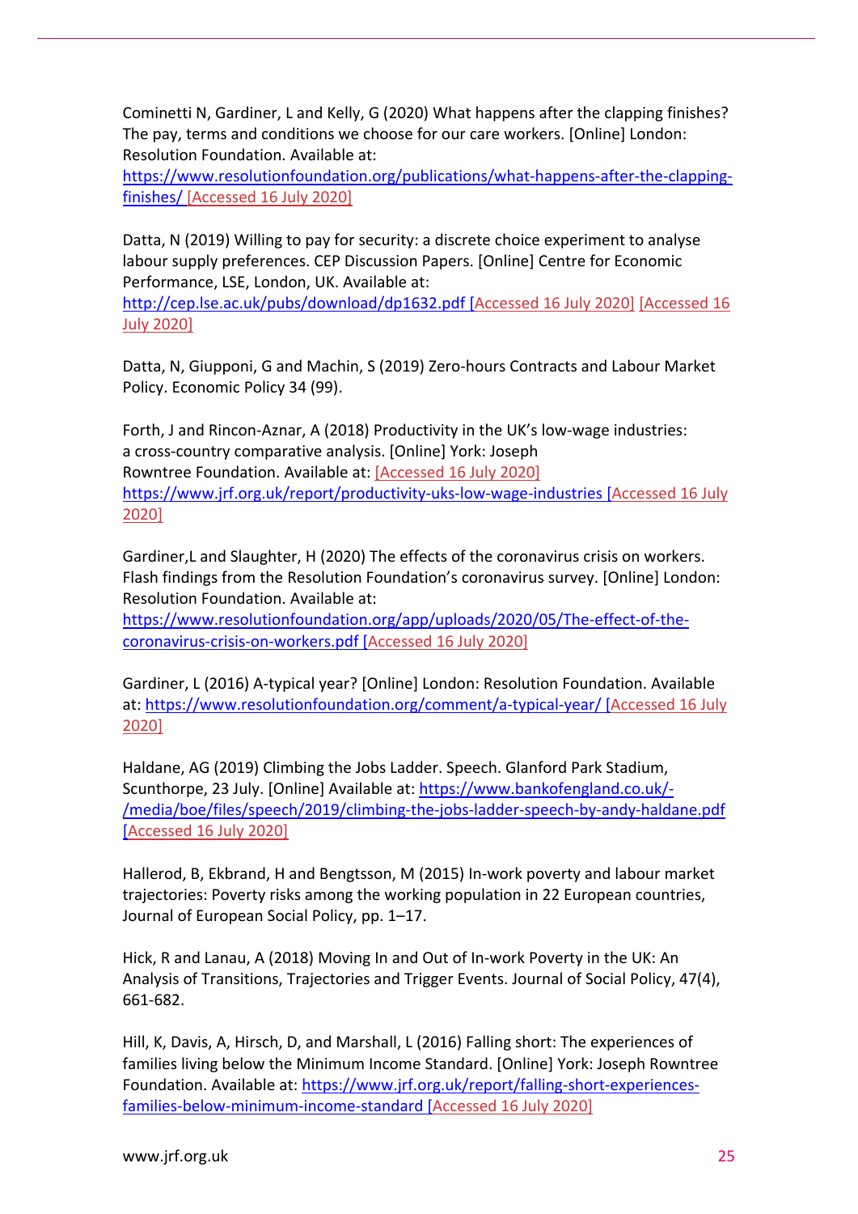Cominetti N, Gardiner, L and Kelly, G (2020) What happens after the clapping finishes? The pay, terms and conditions we choose for our care workers. [Online] London: Resolution Foundation. Available at: https://www.resolutionfoundation.org/publications/what-happens-after-the-clapping-finishes/ [Accessed 16 July 2020]

Datta, N (2019) Willing to pay for security: a discrete choice experiment to analyse labour supply preferences. CEP Discussion Papers. [Online] Centre for Economic Performance, LSE, London, UK. Available at: http://cep.lse.ac.uk/pubs/download/dp1632.pdf [Accessed 16 July 2020] [Accessed 16 July 2020]

Datta, N, Giupponi, G and Machin, S (2019) Zero-hours Contracts and Labour Market Policy. Economic Policy 34 (99).

Forth, J and Rincon-Aznar, A (2018) Productivity in the UK's low-wage industries: a cross-country comparative analysis. [Online] York: Joseph Rowntree Foundation. Available at: [Accessed 16 July 2020] https://www.jrf.org.uk/report/productivity-uks-low-wage-industries [Accessed 16 July 2020]

Gardiner,L and Slaughter, H (2020) The effects of the coronavirus crisis on workers. Flash findings from the Resolution Foundation's coronavirus survey. [Online] London: Resolution Foundation. Available at: https://www.resolutionfoundation.org/app/uploads/2020/05/The-effect-of-the-coronavirus-crisis-on-workers.pdf [Accessed 16 July 2020]

Gardiner, L (2016) A-typical year? [Online] London: Resolution Foundation. Available at: https://www.resolutionfoundation.org/comment/a-typical-year/ [Accessed 16 July 2020]

Haldane, AG (2019) Climbing the Jobs Ladder. Speech. Glanford Park Stadium, Scunthorpe, 23 July. [Online] Available at: https://www.bankofengland.co.uk/-/media/boe/files/speech/2019/climbing-the-jobs-ladder-speech-by-andy-haldane.pdf [Accessed 16 July 2020]

Hallerod, B, Ekbrand, H and Bengtsson, M (2015) In-work poverty and labour market trajectories: Poverty risks among the working population in 22 European countries, Journal of European Social Policy, pp. 1–17.

Hick, R and Lanau, A (2018) Moving In and Out of In-work Poverty in the UK: An Analysis of Transitions, Trajectories and Trigger Events. Journal of Social Policy, 47(4), 661-682.

Hill, K, Davis, A, Hirsch, D, and Marshall, L (2016) Falling short: The experiences of families living below the Minimum Income Standard. [Online] York: Joseph Rowntree Foundation. Available at: https://www.jrf.org.uk/report/falling-short-experiences-families-below-minimum-income-standard [Accessed 16 July 2020]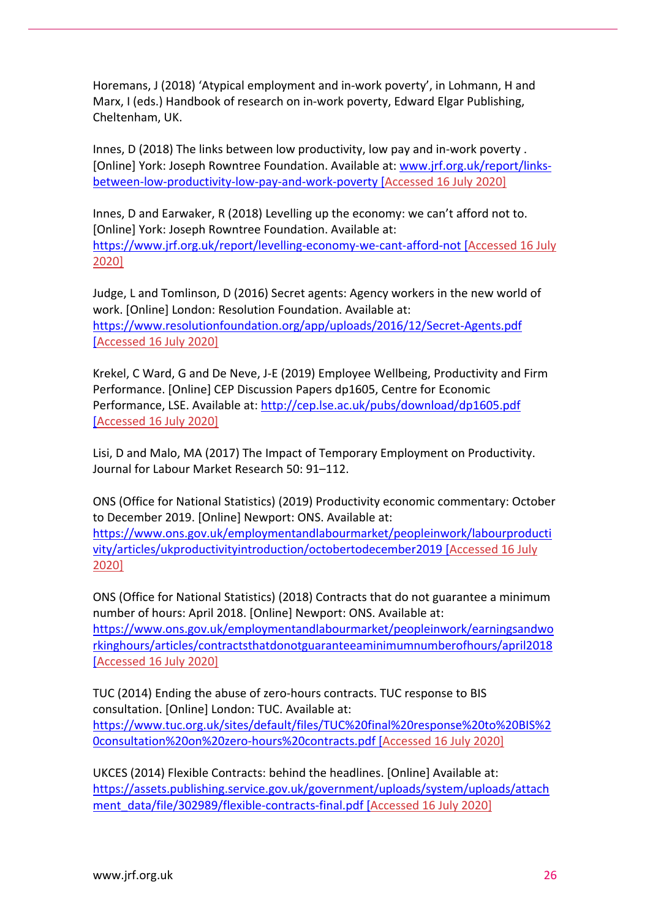Horemans, J (2018) 'Atypical employment and in-work poverty', in Lohmann, H and Marx, I (eds.) Handbook of research on in-work poverty, Edward Elgar Publishing, Cheltenham, UK.

Innes, D (2018) The links between low productivity, low pay and in-work poverty . [Online] York: Joseph Rowntree Foundation. Available at: www.jrf.org.uk/report/links-between-low-productivity-low-pay-and-work-poverty [Accessed 16 July 2020]

Innes, D and Earwaker, R (2018) Levelling up the economy: we can't afford not to. [Online] York: Joseph Rowntree Foundation. Available at: https://www.jrf.org.uk/report/levelling-economy-we-cant-afford-not [Accessed 16 July 2020]

Judge, L and Tomlinson, D (2016) Secret agents: Agency workers in the new world of work. [Online] London: Resolution Foundation. Available at: https://www.resolutionfoundation.org/app/uploads/2016/12/Secret-Agents.pdf [Accessed 16 July 2020]

Krekel, C Ward, G and De Neve, J-E (2019) Employee Wellbeing, Productivity and Firm Performance. [Online] CEP Discussion Papers dp1605, Centre for Economic Performance, LSE. Available at: http://cep.lse.ac.uk/pubs/download/dp1605.pdf [Accessed 16 July 2020]

Lisi, D and Malo, MA (2017) The Impact of Temporary Employment on Productivity. Journal for Labour Market Research 50: 91–112.

ONS (Office for National Statistics) (2019) Productivity economic commentary: October to December 2019. [Online] Newport: ONS. Available at: https://www.ons.gov.uk/employmentandlabourmarket/peopleinwork/labourproductivity/articles/ukproductivityintroduction/octobertodecember2019 [Accessed 16 July 2020]

ONS (Office for National Statistics) (2018) Contracts that do not guarantee a minimum number of hours: April 2018. [Online] Newport: ONS. Available at: https://www.ons.gov.uk/employmentandlabourmarket/peopleinwork/earningsandworkinghours/articles/contractsthatdonotguaranteeaminimumnumberofhours/april2018 [Accessed 16 July 2020]

TUC (2014) Ending the abuse of zero-hours contracts. TUC response to BIS consultation. [Online] London: TUC. Available at: https://www.tuc.org.uk/sites/default/files/TUC%20final%20response%20to%20BIS%20consultation%20on%20zero-hours%20contracts.pdf [Accessed 16 July 2020]

UKCES (2014) Flexible Contracts: behind the headlines. [Online] Available at: https://assets.publishing.service.gov.uk/government/uploads/system/uploads/attachment_data/file/302989/flexible-contracts-final.pdf [Accessed 16 July 2020]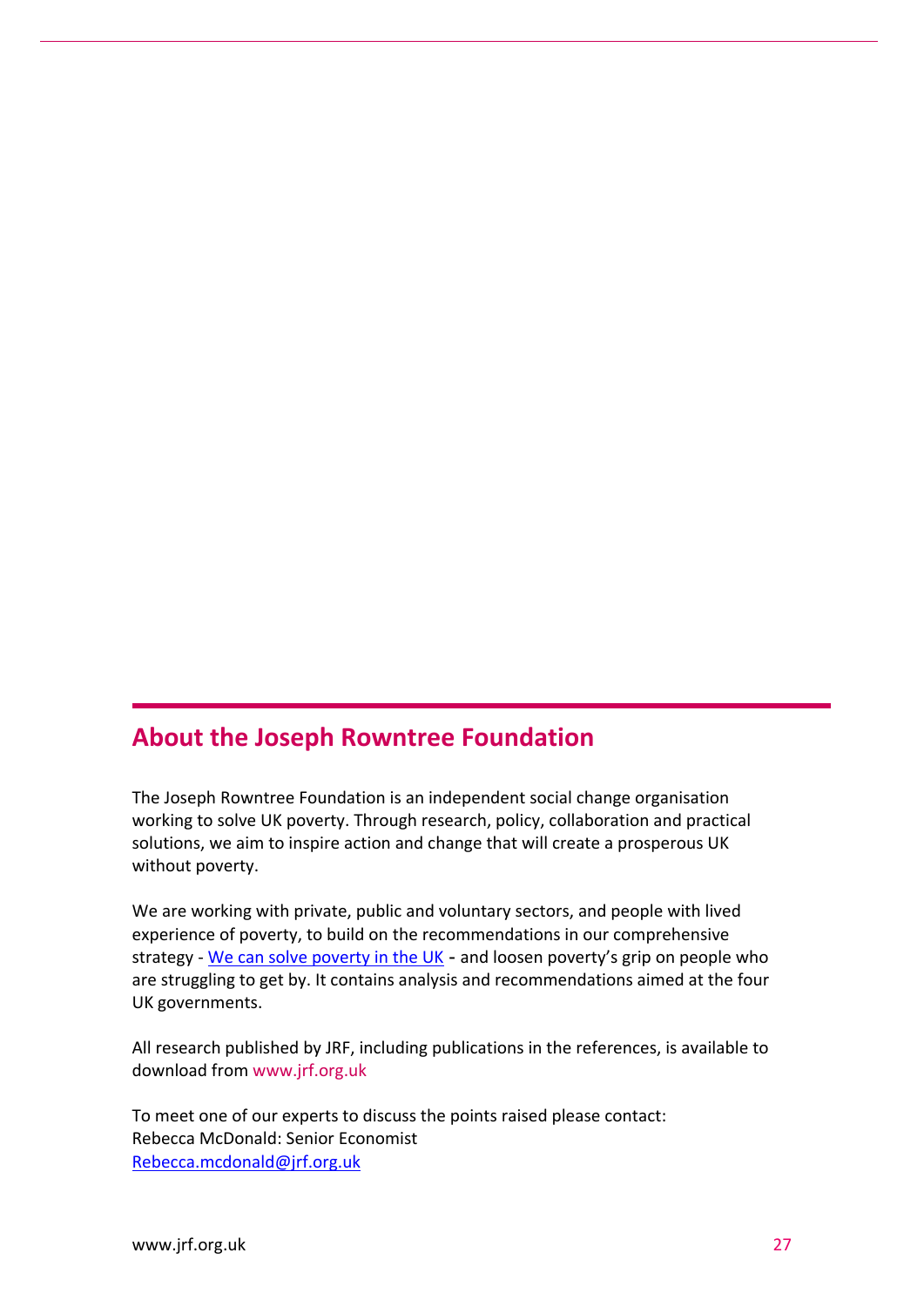## About the Joseph Rowntree Foundation

The Joseph Rowntree Foundation is an independent social change organisation working to solve UK poverty. Through research, policy, collaboration and practical solutions, we aim to inspire action and change that will create a prosperous UK without poverty.

We are working with private, public and voluntary sectors, and people with lived experience of poverty, to build on the recommendations in our comprehensive strategy - We can solve poverty in the UK - and loosen poverty's grip on people who are struggling to get by. It contains analysis and recommendations aimed at the four UK governments.

All research published by JRF, including publications in the references, is available to download from www.jrf.org.uk

To meet one of our experts to discuss the points raised please contact:
Rebecca McDonald: Senior Economist
Rebecca.mcdonald@jrf.org.uk